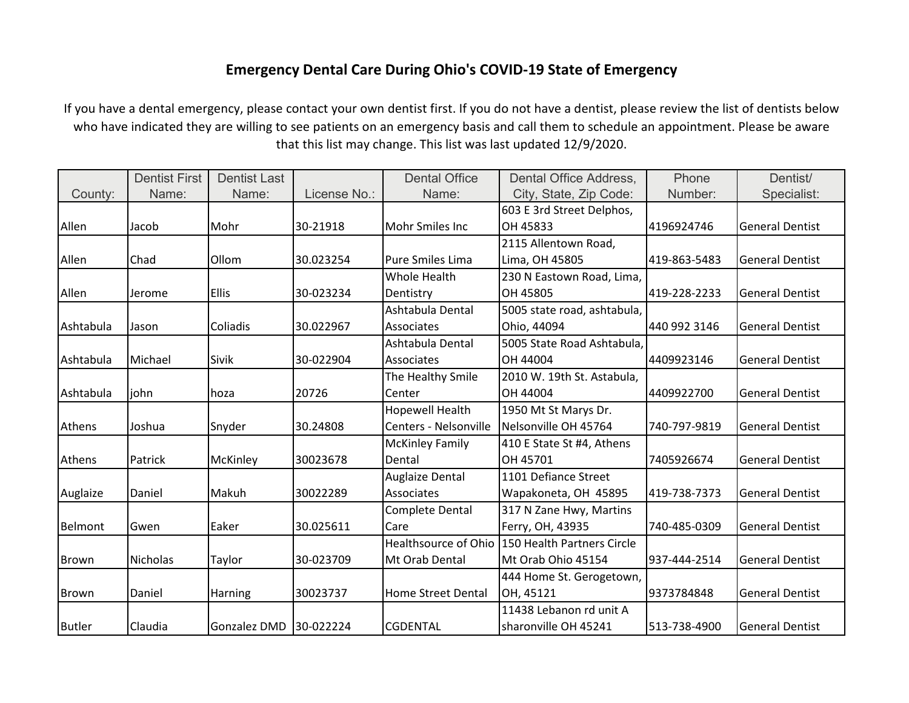# Emergency Dental Care During Ohio's COVID-19 State of Emergency

If you have a dental emergency, please contact your own dentist first. If you do not have a dentist, please review the list of dentists below who have indicated they are willing to see patients on an emergency basis and call them to schedule an appointment. Please be aware that this list may change. This list was last updated 12/9/2020.

| County: | Dentist First Name: | Dentist Last Name: | License No.: | Dental Office Name: | Dental Office Address, City, State, Zip Code: | Phone Number: | Dentist/ Specialist: |
|---|---|---|---|---|---|---|---|
| Allen | Jacob | Mohr | 30-21918 | Mohr Smiles Inc | 603 E 3rd Street Delphos, OH 45833 | 4196924746 | General Dentist |
| Allen | Chad | Ollom | 30.023254 | Pure Smiles Lima | 2115 Allentown Road, Lima, OH 45805 | 419-863-5483 | General Dentist |
| Allen | Jerome | Ellis | 30-023234 | Whole Health Dentistry | 230 N Eastown Road, Lima, OH 45805 | 419-228-2233 | General Dentist |
| Ashtabula | Jason | Coliadis | 30.022967 | Ashtabula Dental Associates | 5005 state road, ashtabula, Ohio, 44094 | 440 992 3146 | General Dentist |
| Ashtabula | Michael | Sivik | 30-022904 | Ashtabula Dental Associates | 5005 State Road Ashtabula, OH 44004 | 4409923146 | General Dentist |
| Ashtabula | john | hoza | 20726 | The Healthy Smile Center | 2010 W. 19th St. Astabula, OH 44004 | 4409922700 | General Dentist |
| Athens | Joshua | Snyder | 30.24808 | Hopewell Health Centers - Nelsonville | 1950 Mt St Marys Dr. Nelsonville OH 45764 | 740-797-9819 | General Dentist |
| Athens | Patrick | McKinley | 30023678 | McKinley Family Dental | 410 E State St #4, Athens OH 45701 | 7405926674 | General Dentist |
| Auglaize | Daniel | Makuh | 30022289 | Auglaize Dental Associates | 1101 Defiance Street Wapakoneta, OH 45895 | 419-738-7373 | General Dentist |
| Belmont | Gwen | Eaker | 30.025611 | Complete Dental Care | 317 N Zane Hwy, Martins Ferry, OH, 43935 | 740-485-0309 | General Dentist |
| Brown | Nicholas | Taylor | 30-023709 | Healthsource of Ohio Mt Orab Dental | 150 Health Partners Circle Mt Orab Ohio 45154 | 937-444-2514 | General Dentist |
| Brown | Daniel | Harning | 30023737 | Home Street Dental | 444 Home St. Gerogetown, OH, 45121 | 9373784848 | General Dentist |
| Butler | Claudia | Gonzalez DMD | 30-022224 | CGDENTAL | 11438 Lebanon rd unit A sharonville OH 45241 | 513-738-4900 | General Dentist |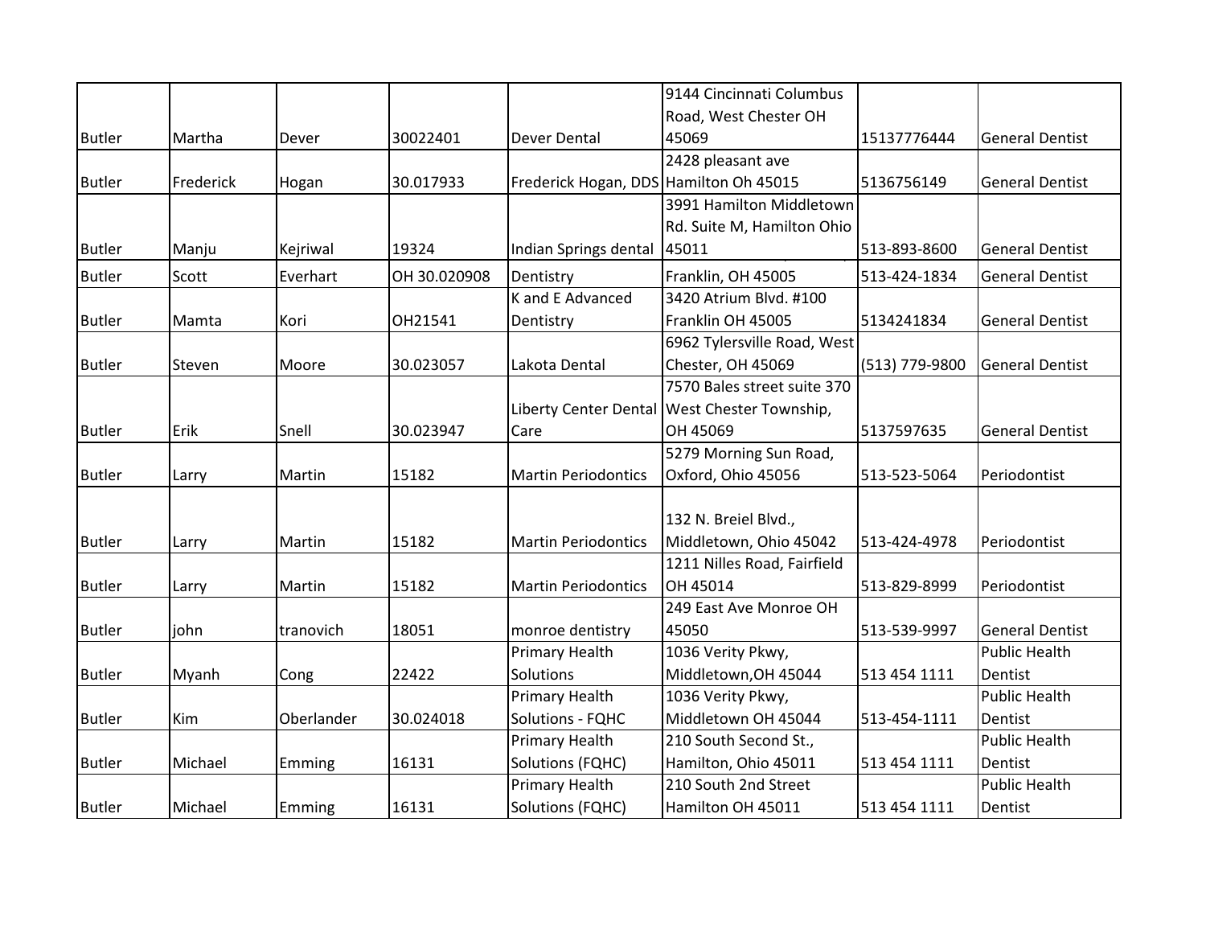| | | | | | | | |
|---|---|---|---|---|---|---|---|
| Butler | Martha | Dever | 30022401 | Dever Dental | 9144 Cincinnati Columbus Road, West Chester OH 45069 | 15137776444 | General Dentist |
| Butler | Frederick | Hogan | 30.017933 | Frederick Hogan, DDS | 2428 pleasant ave Hamilton Oh 45015 | 5136756149 | General Dentist |
| Butler | Manju | Kejriwal | 19324 | Indian Springs dental | 3991 Hamilton Middletown Rd. Suite M, Hamilton Ohio 45011 | 513-893-8600 | General Dentist |
| Butler | Scott | Everhart | OH 30.020908 | Dentistry | Franklin, OH 45005 | 513-424-1834 | General Dentist |
| Butler | Mamta | Kori | OH21541 | K and E Advanced Dentistry | 3420 Atrium Blvd. #100 Franklin OH 45005 | 5134241834 | General Dentist |
| Butler | Steven | Moore | 30.023057 | Lakota Dental | 6962 Tylersville Road, West Chester, OH 45069 | (513) 779-9800 | General Dentist |
| Butler | Erik | Snell | 30.023947 | Liberty Center Dental Care | 7570 Bales street suite 370 West Chester Township, OH 45069 | 5137597635 | General Dentist |
| Butler | Larry | Martin | 15182 | Martin Periodontics | 5279 Morning Sun Road, Oxford, Ohio 45056 | 513-523-5064 | Periodontist |
| Butler | Larry | Martin | 15182 | Martin Periodontics | 132 N. Breiel Blvd., Middletown, Ohio 45042 | 513-424-4978 | Periodontist |
| Butler | Larry | Martin | 15182 | Martin Periodontics | 1211 Nilles Road, Fairfield OH 45014 | 513-829-8999 | Periodontist |
| Butler | john | tranovich | 18051 | monroe dentistry | 249 East Ave Monroe OH 45050 | 513-539-9997 | General Dentist |
| Butler | Myanh | Cong | 22422 | Primary Health Solutions | 1036 Verity Pkwy, Middletown,OH 45044 | 513 454 1111 | Public Health Dentist |
| Butler | Kim | Oberlander | 30.024018 | Primary Health Solutions - FQHC | 1036 Verity Pkwy, Middletown OH 45044 | 513-454-1111 | Public Health Dentist |
| Butler | Michael | Emming | 16131 | Primary Health Solutions (FQHC) | 210 South Second St., Hamilton, Ohio 45011 | 513 454 1111 | Public Health Dentist |
| Butler | Michael | Emming | 16131 | Primary Health Solutions (FQHC) | 210 South 2nd Street Hamilton OH 45011 | 513 454 1111 | Public Health Dentist |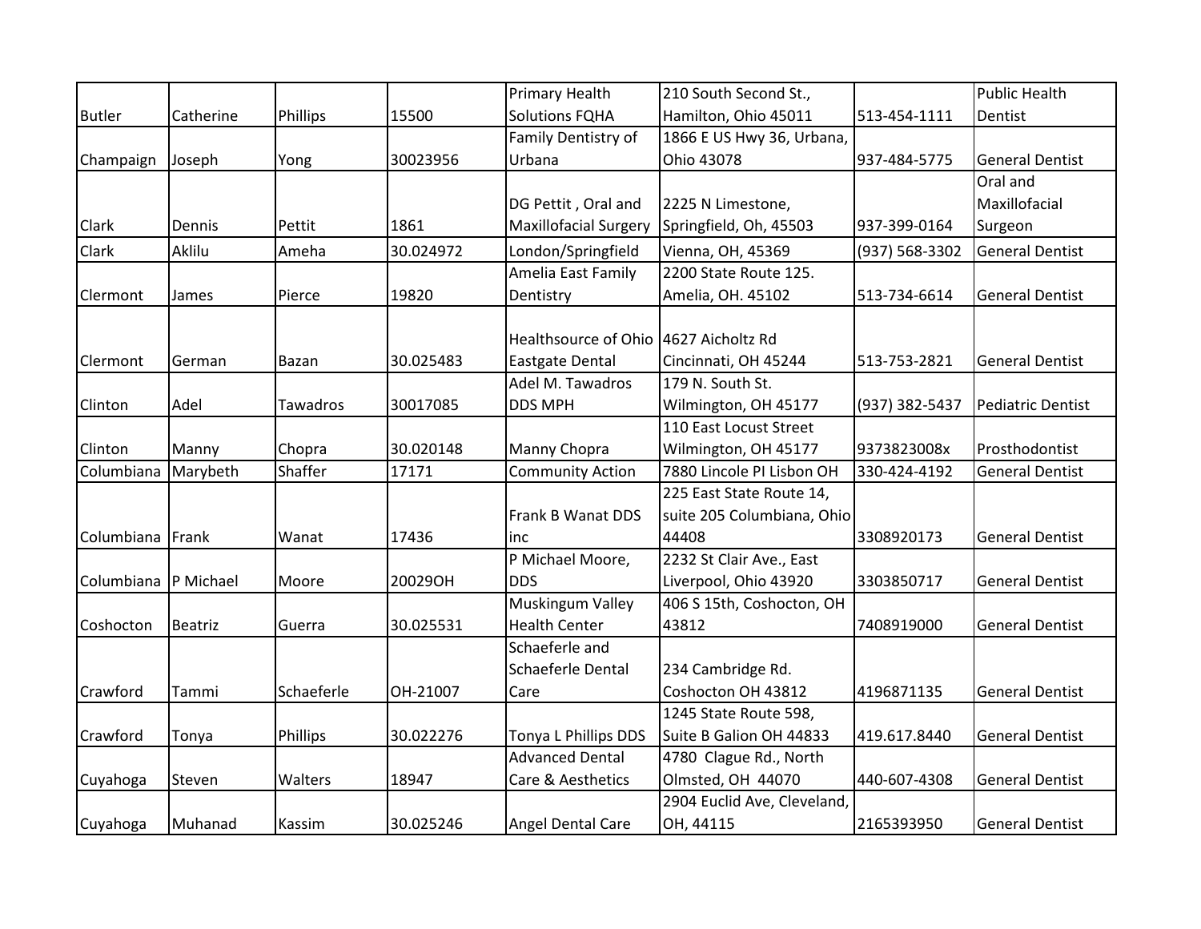| | | | | | | | |
|---|---|---|---|---|---|---|---|
| Butler | Catherine | Phillips | 15500 | Primary Health Solutions FQHA | 210 South Second St., Hamilton, Ohio 45011 | 513-454-1111 | Public Health Dentist |
| Champaign | Joseph | Yong | 30023956 | Family Dentistry of Urbana | 1866 E US Hwy 36, Urbana, Ohio 43078 | 937-484-5775 | General Dentist |
| Clark | Dennis | Pettit | 1861 | DG Pettit , Oral and Maxillofacial Surgery | 2225 N Limestone, Springfield, Oh, 45503 | 937-399-0164 | Oral and Maxillofacial Surgeon |
| Clark | Aklilu | Ameha | 30.024972 | London/Springfield | Vienna, OH, 45369 | (937) 568-3302 | General Dentist |
| Clermont | James | Pierce | 19820 | Amelia East Family Dentistry | 2200 State Route 125. Amelia, OH. 45102 | 513-734-6614 | General Dentist |
| Clermont | German | Bazan | 30.025483 | Healthsource of Ohio Eastgate Dental | 4627 Aicholtz Rd Cincinnati, OH 45244 | 513-753-2821 | General Dentist |
| Clinton | Adel | Tawadros | 30017085 | Adel M. Tawadros DDS MPH | 179 N. South St. Wilmington, OH 45177 | (937) 382-5437 | Pediatric Dentist |
| Clinton | Manny | Chopra | 30.020148 | Manny Chopra | 110 East Locust Street Wilmington, OH 45177 | 9373823008x | Prosthodontist |
| Columbiana | Marybeth | Shaffer | 17171 | Community Action | 7880 Lincole Pl Lisbon OH | 330-424-4192 | General Dentist |
| Columbiana | Frank | Wanat | 17436 | Frank B Wanat DDS inc | 225 East State Route 14, suite 205 Columbiana, Ohio 44408 | 3308920173 | General Dentist |
| Columbiana | P Michael | Moore | 20029OH | P Michael Moore, DDS | 2232 St Clair Ave., East Liverpool, Ohio 43920 | 3303850717 | General Dentist |
| Coshocton | Beatriz | Guerra | 30.025531 | Muskingum Valley Health Center | 406 S 15th, Coshocton, OH 43812 | 7408919000 | General Dentist |
| Crawford | Tammi | Schaeferle | OH-21007 | Schaeferle and Schaeferle Dental Care | 234 Cambridge Rd. Coshocton OH 43812 | 4196871135 | General Dentist |
| Crawford | Tonya | Phillips | 30.022276 | Tonya L Phillips DDS | 1245 State Route 598, Suite B Galion OH 44833 | 419.617.8440 | General Dentist |
| Cuyahoga | Steven | Walters | 18947 | Advanced Dental Care & Aesthetics | 4780 Clague Rd., North Olmsted, OH 44070 | 440-607-4308 | General Dentist |
| Cuyahoga | Muhanad | Kassim | 30.025246 | Angel Dental Care | 2904 Euclid Ave, Cleveland, OH, 44115 | 2165393950 | General Dentist |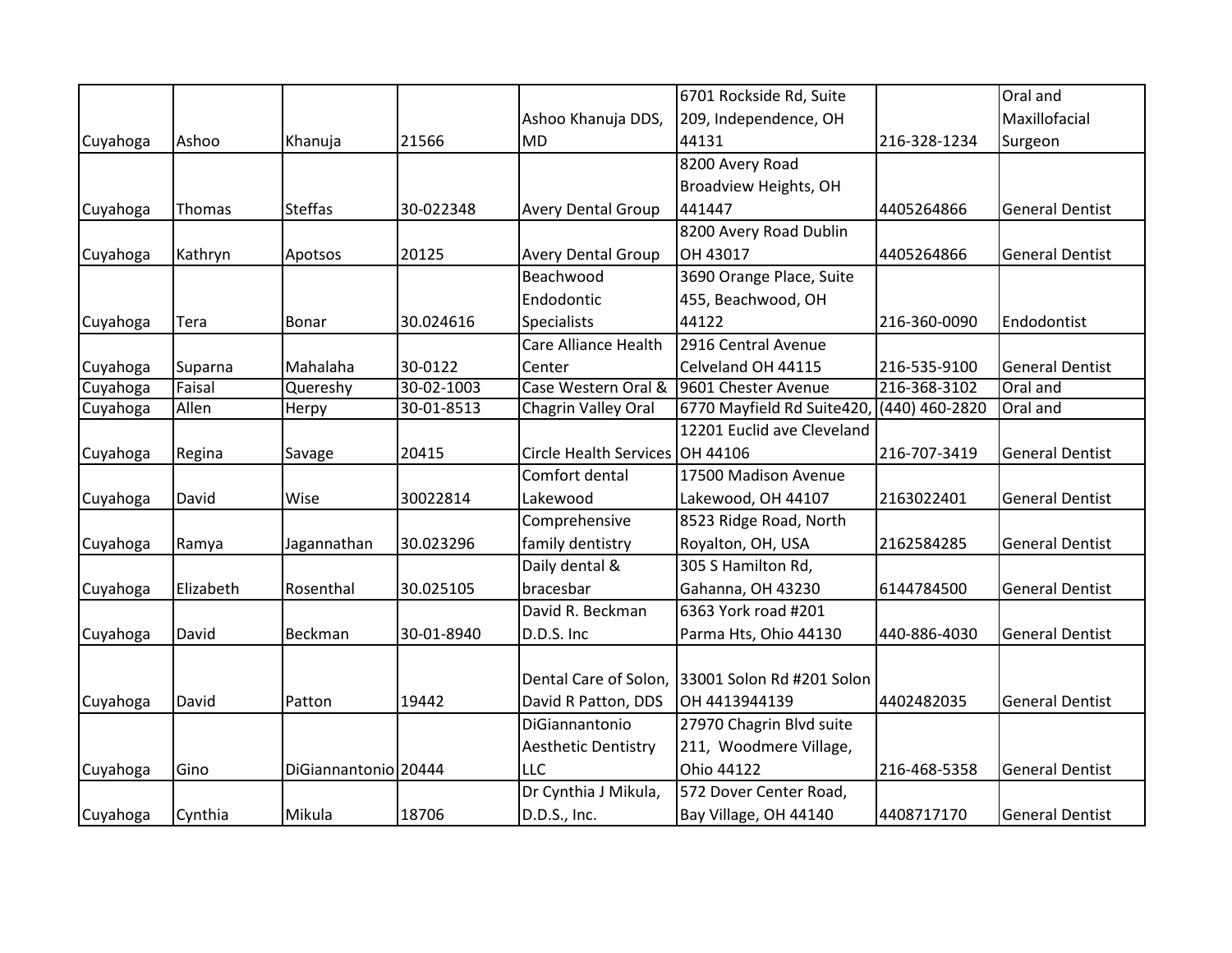| | | | | | | | |
|---|---|---|---|---|---|---|---|
| Cuyahoga | Ashoo | Khanuja | 21566 | Ashoo Khanuja DDS, MD | 6701 Rockside Rd, Suite 209, Independence, OH 44131 | 216-328-1234 | Oral and Maxillofacial Surgeon |
| Cuyahoga | Thomas | Steffas | 30-022348 | Avery Dental Group | 8200 Avery Road Broadview Heights, OH 441447 | 4405264866 | General Dentist |
| Cuyahoga | Kathryn | Apotsos | 20125 | Avery Dental Group | 8200 Avery Road Dublin OH 43017 | 4405264866 | General Dentist |
| Cuyahoga | Tera | Bonar | 30.024616 | Beachwood Endodontic Specialists | 3690 Orange Place, Suite 455, Beachwood, OH 44122 | 216-360-0090 | Endodontist |
| Cuyahoga | Suparna | Mahalaha | 30-0122 | Care Alliance Health Center | 2916 Central Avenue Celveland OH 44115 | 216-535-9100 | General Dentist |
| Cuyahoga | Faisal | Quereshy | 30-02-1003 | Case Western Oral & | 9601 Chester Avenue | 216-368-3102 | Oral and |
| Cuyahoga | Allen | Herpy | 30-01-8513 | Chagrin Valley Oral | 6770 Mayfield Rd Suite420, | (440) 460-2820 | Oral and |
| Cuyahoga | Regina | Savage | 20415 | Circle Health Services | 12201 Euclid ave Cleveland OH 44106 | 216-707-3419 | General Dentist |
| Cuyahoga | David | Wise | 30022814 | Comfort dental Lakewood | 17500 Madison Avenue Lakewood, OH 44107 | 2163022401 | General Dentist |
| Cuyahoga | Ramya | Jagannathan | 30.023296 | Comprehensive family dentistry | 8523 Ridge Road, North Royalton, OH, USA | 2162584285 | General Dentist |
| Cuyahoga | Elizabeth | Rosenthal | 30.025105 | Daily dental & bracesbar | 305 S Hamilton Rd, Gahanna, OH 43230 | 6144784500 | General Dentist |
| Cuyahoga | David | Beckman | 30-01-8940 | David R. Beckman D.D.S. Inc | 6363 York road #201 Parma Hts, Ohio 44130 | 440-886-4030 | General Dentist |
| Cuyahoga | David | Patton | 19442 | Dental Care of Solon, David R Patton, DDS | 33001 Solon Rd #201 Solon OH 4413944139 | 4402482035 | General Dentist |
| Cuyahoga | Gino | DiGiannantonio | 20444 | DiGiannantonio Aesthetic Dentistry LLC | 27970 Chagrin Blvd suite 211, Woodmere Village, Ohio 44122 | 216-468-5358 | General Dentist |
| Cuyahoga | Cynthia | Mikula | 18706 | Dr Cynthia J Mikula, D.D.S., Inc. | 572 Dover Center Road, Bay Village, OH 44140 | 4408717170 | General Dentist |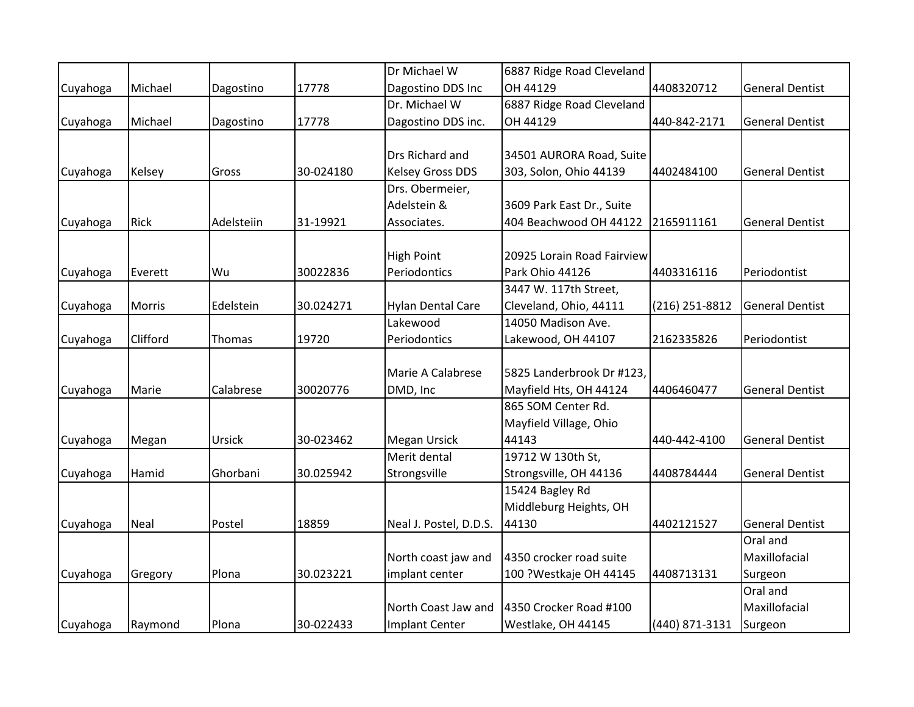| | | | | | | | |
|---|---|---|---|---|---|---|---|
| Cuyahoga | Michael | Dagostino | 17778 | Dr Michael W Dagostino DDS Inc | 6887 Ridge Road Cleveland OH 44129 | 4408320712 | General Dentist |
| Cuyahoga | Michael | Dagostino | 17778 | Dr. Michael W Dagostino DDS inc. | 6887 Ridge Road Cleveland OH 44129 | 440-842-2171 | General Dentist |
| Cuyahoga | Kelsey | Gross | 30-024180 | Drs Richard and Kelsey Gross DDS | 34501 AURORA Road, Suite 303, Solon, Ohio 44139 | 4402484100 | General Dentist |
| Cuyahoga | Rick | Adelsteiin | 31-19921 | Drs. Obermeier, Adelstein & Associates. | 3609 Park East Dr., Suite 404 Beachwood OH 44122 | 2165911161 | General Dentist |
| Cuyahoga | Everett | Wu | 30022836 | High Point Periodontics | 20925 Lorain Road Fairview Park Ohio 44126 | 4403316116 | Periodontist |
| Cuyahoga | Morris | Edelstein | 30.024271 | Hylan Dental Care | 3447 W. 117th Street, Cleveland, Ohio, 44111 | (216) 251-8812 | General Dentist |
| Cuyahoga | Clifford | Thomas | 19720 | Lakewood Periodontics | 14050 Madison Ave. Lakewood, OH 44107 | 2162335826 | Periodontist |
| Cuyahoga | Marie | Calabrese | 30020776 | Marie A Calabrese DMD, Inc | 5825 Landerbrook Dr #123, Mayfield Hts, OH 44124 | 4406460477 | General Dentist |
| Cuyahoga | Megan | Ursick | 30-023462 | Megan Ursick | 865 SOM Center Rd. Mayfield Village, Ohio 44143 | 440-442-4100 | General Dentist |
| Cuyahoga | Hamid | Ghorbani | 30.025942 | Merit dental Strongsville | 19712 W 130th St, Strongsville, OH 44136 | 4408784444 | General Dentist |
| Cuyahoga | Neal | Postel | 18859 | Neal J. Postel, D.D.S. | 15424 Bagley Rd Middleburg Heights, OH 44130 | 4402121527 | General Dentist |
| Cuyahoga | Gregory | Plona | 30.023221 | North coast jaw and implant center | 4350 crocker road suite 100 ?Westkaje OH 44145 | 4408713131 | Oral and Maxillofacial Surgeon |
| Cuyahoga | Raymond | Plona | 30-022433 | North Coast Jaw and Implant Center | 4350 Crocker Road #100 Westlake, OH 44145 | (440) 871-3131 | Oral and Maxillofacial Surgeon |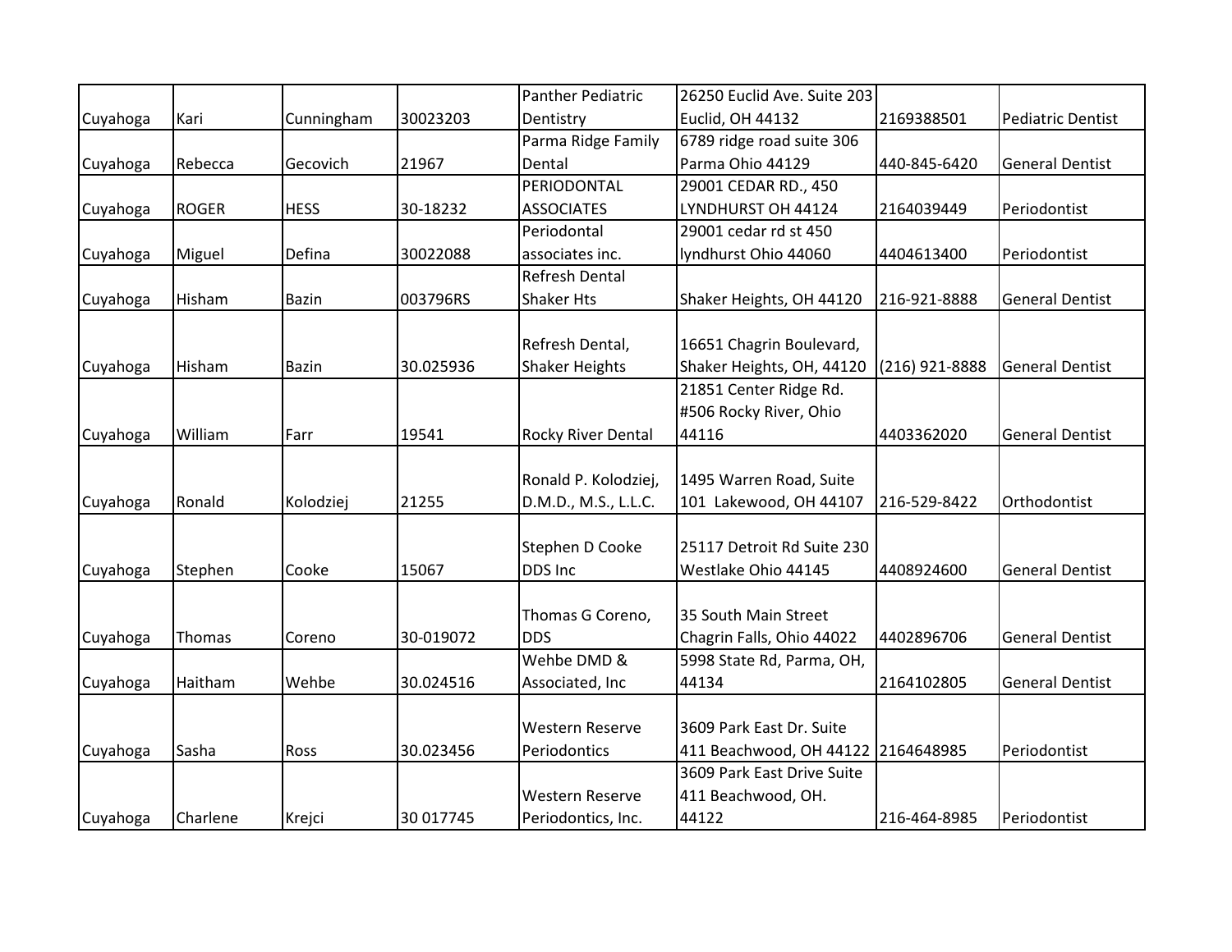| | | | | | | | |
|---|---|---|---|---|---|---|---|
| Cuyahoga | Kari | Cunningham | 30023203 | Panther Pediatric Dentistry | 26250 Euclid Ave. Suite 203 Euclid, OH 44132 | 2169388501 | Pediatric Dentist |
| Cuyahoga | Rebecca | Gecovich | 21967 | Parma Ridge Family Dental | 6789 ridge road suite 306 Parma Ohio 44129 | 440-845-6420 | General Dentist |
| Cuyahoga | ROGER | HESS | 30-18232 | PERIODONTAL ASSOCIATES | 29001 CEDAR RD., 450 LYNDHURST OH 44124 | 2164039449 | Periodontist |
| Cuyahoga | Miguel | Defina | 30022088 | Periodontal associates inc. | 29001 cedar rd st 450 lyndhurst Ohio 44060 | 4404613400 | Periodontist |
| Cuyahoga | Hisham | Bazin | 003796RS | Refresh Dental Shaker Hts | Shaker Heights, OH 44120 | 216-921-8888 | General Dentist |
| Cuyahoga | Hisham | Bazin | 30.025936 | Refresh Dental, Shaker Heights | 16651 Chagrin Boulevard, Shaker Heights, OH, 44120 | (216) 921-8888 | General Dentist |
| Cuyahoga | William | Farr | 19541 | Rocky River Dental | 21851 Center Ridge Rd. #506 Rocky River, Ohio 44116 | 4403362020 | General Dentist |
| Cuyahoga | Ronald | Kolodziej | 21255 | Ronald P. Kolodziej, D.M.D., M.S., L.L.C. | 1495 Warren Road, Suite 101 Lakewood, OH 44107 | 216-529-8422 | Orthodontist |
| Cuyahoga | Stephen | Cooke | 15067 | Stephen D Cooke DDS Inc | 25117 Detroit Rd Suite 230 Westlake Ohio 44145 | 4408924600 | General Dentist |
| Cuyahoga | Thomas | Coreno | 30-019072 | Thomas G Coreno, DDS | 35 South Main Street Chagrin Falls, Ohio 44022 | 4402896706 | General Dentist |
| Cuyahoga | Haitham | Wehbe | 30.024516 | Wehbe DMD & Associated, Inc | 5998 State Rd, Parma, OH, 44134 | 2164102805 | General Dentist |
| Cuyahoga | Sasha | Ross | 30.023456 | Western Reserve Periodontics | 3609 Park East Dr. Suite 411 Beachwood, OH 44122 | 2164648985 | Periodontist |
| Cuyahoga | Charlene | Krejci | 30 017745 | Western Reserve Periodontics, Inc. | 3609 Park East Drive Suite 411 Beachwood, OH. 44122 | 216-464-8985 | Periodontist |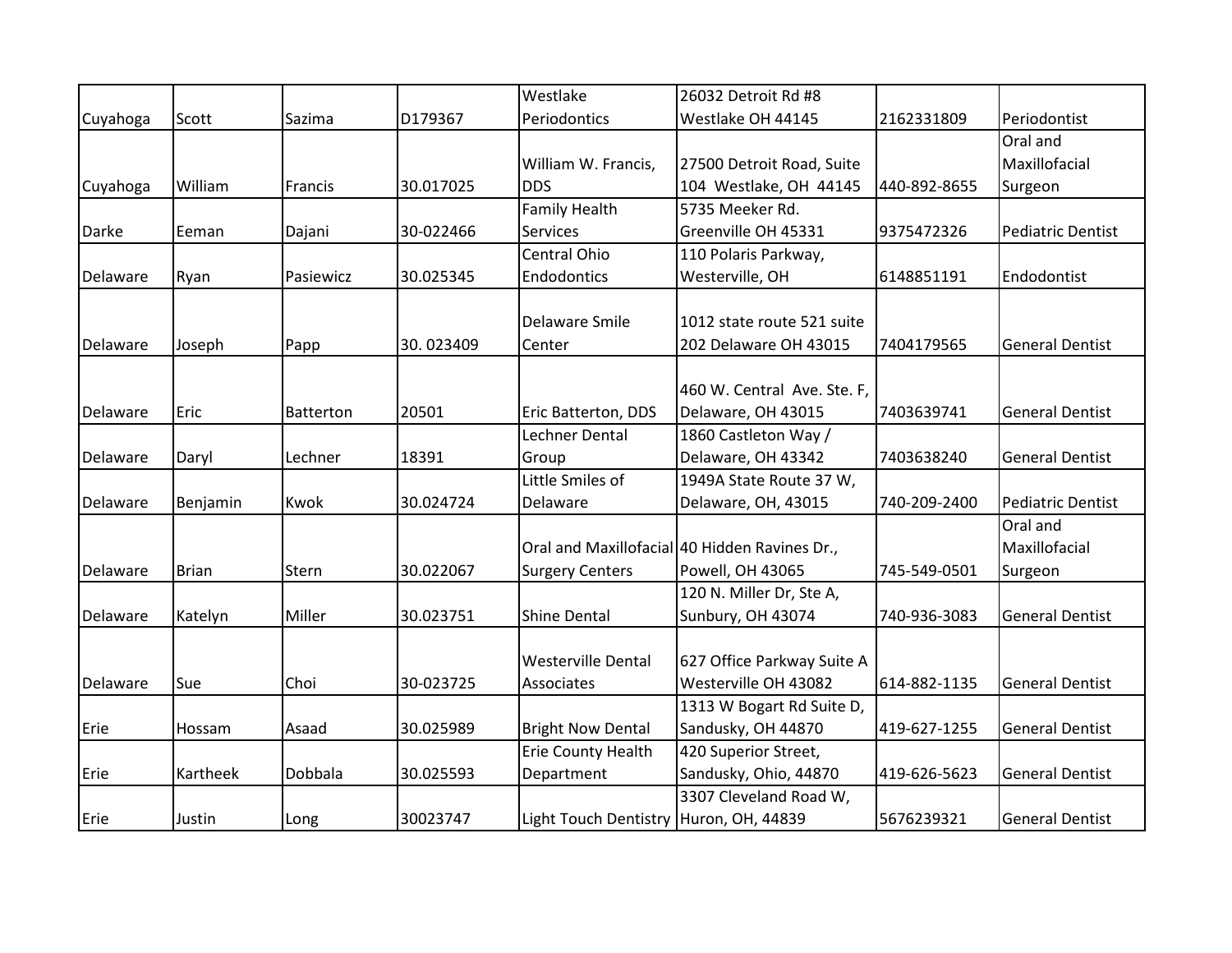| | | | | | | | |
|---|---|---|---|---|---|---|---|
| Cuyahoga | Scott | Sazima | D179367 | Westlake Periodontics | 26032 Detroit Rd #8 Westlake OH 44145 | 2162331809 | Periodontist |
| Cuyahoga | William | Francis | 30.017025 | William W. Francis, DDS | 27500 Detroit Road, Suite 104 Westlake, OH 44145 | 440-892-8655 | Oral and Maxillofacial Surgeon |
| Darke | Eeman | Dajani | 30-022466 | Family Health Services | 5735 Meeker Rd. Greenville OH 45331 | 9375472326 | Pediatric Dentist |
| Delaware | Ryan | Pasiewicz | 30.025345 | Central Ohio Endodontics | 110 Polaris Parkway, Westerville, OH | 6148851191 | Endodontist |
| Delaware | Joseph | Papp | 30. 023409 | Delaware Smile Center | 1012 state route 521 suite 202 Delaware OH 43015 | 7404179565 | General Dentist |
| Delaware | Eric | Batterton | 20501 | Eric Batterton, DDS | 460 W. Central Ave. Ste. F, Delaware, OH 43015 | 7403639741 | General Dentist |
| Delaware | Daryl | Lechner | 18391 | Lechner Dental Group | 1860 Castleton Way / Delaware, OH 43342 | 7403638240 | General Dentist |
| Delaware | Benjamin | Kwok | 30.024724 | Little Smiles of Delaware | 1949A State Route 37 W, Delaware, OH, 43015 | 740-209-2400 | Pediatric Dentist |
| Delaware | Brian | Stern | 30.022067 | Oral and Maxillofacial Surgery Centers | 40 Hidden Ravines Dr., Powell, OH 43065 | 745-549-0501 | Oral and Maxillofacial Surgeon |
| Delaware | Katelyn | Miller | 30.023751 | Shine Dental | 120 N. Miller Dr, Ste A, Sunbury, OH 43074 | 740-936-3083 | General Dentist |
| Delaware | Sue | Choi | 30-023725 | Westerville Dental Associates | 627 Office Parkway Suite A Westerville OH 43082 | 614-882-1135 | General Dentist |
| Erie | Hossam | Asaad | 30.025989 | Bright Now Dental | 1313 W Bogart Rd Suite D, Sandusky, OH 44870 | 419-627-1255 | General Dentist |
| Erie | Kartheek | Dobbala | 30.025593 | Erie County Health Department | 420 Superior Street, Sandusky, Ohio, 44870 | 419-626-5623 | General Dentist |
| Erie | Justin | Long | 30023747 | Light Touch Dentistry | 3307 Cleveland Road W, Huron, OH, 44839 | 5676239321 | General Dentist |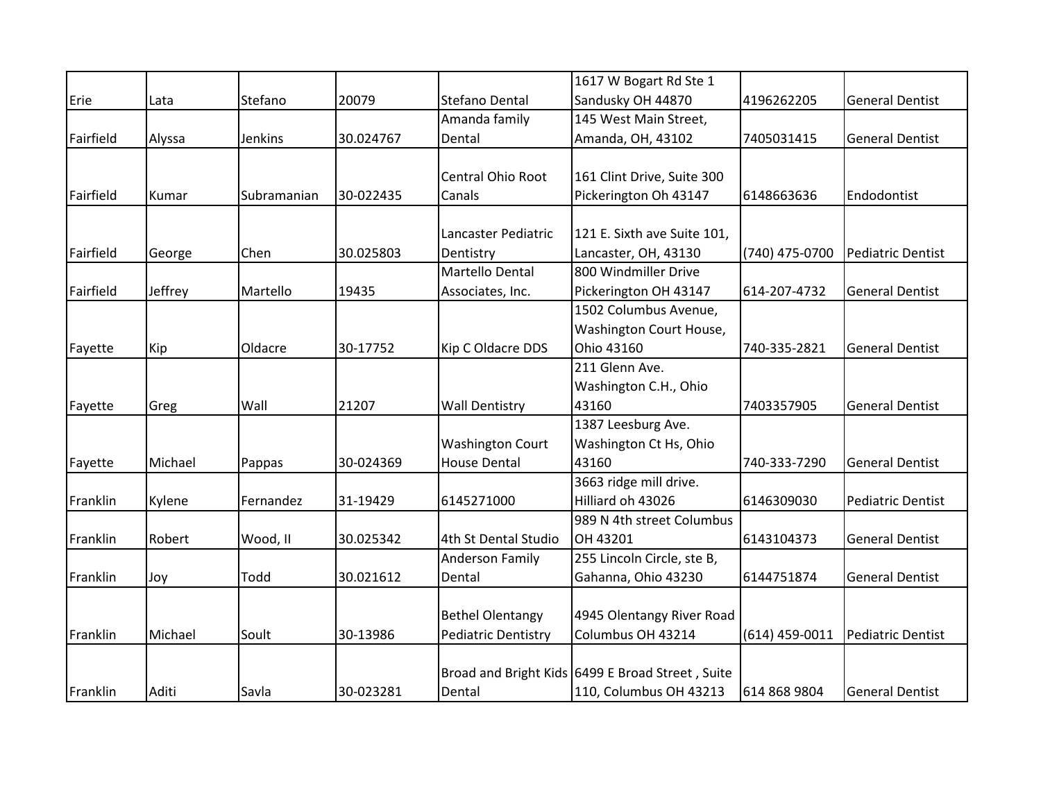| | | | | | | | |
|---|---|---|---|---|---|---|---|
| Erie | Lata | Stefano | 20079 | Stefano Dental | 1617 W Bogart Rd Ste 1 Sandusky OH 44870 | 4196262205 | General Dentist |
| Fairfield | Alyssa | Jenkins | 30.024767 | Amanda family Dental | 145 West Main Street, Amanda, OH, 43102 | 7405031415 | General Dentist |
| Fairfield | Kumar | Subramanian | 30-022435 | Central Ohio Root Canals | 161 Clint Drive, Suite 300 Pickerington Oh 43147 | 6148663636 | Endodontist |
| Fairfield | George | Chen | 30.025803 | Lancaster Pediatric Dentistry | 121 E. Sixth ave Suite 101, Lancaster, OH, 43130 | (740) 475-0700 | Pediatric Dentist |
| Fairfield | Jeffrey | Martello | 19435 | Martello Dental Associates, Inc. | 800 Windmiller Drive Pickerington OH 43147 | 614-207-4732 | General Dentist |
| Fayette | Kip | Oldacre | 30-17752 | Kip C Oldacre DDS | 1502 Columbus Avenue, Washington Court House, Ohio 43160 | 740-335-2821 | General Dentist |
| Fayette | Greg | Wall | 21207 | Wall Dentistry | 211 Glenn Ave. Washington C.H., Ohio 43160 | 7403357905 | General Dentist |
| Fayette | Michael | Pappas | 30-024369 | Washington Court House Dental | 1387 Leesburg Ave. Washington Ct Hs, Ohio 43160 | 740-333-7290 | General Dentist |
| Franklin | Kylene | Fernandez | 31-19429 | 6145271000 | 3663 ridge mill drive. Hilliard oh 43026 | 6146309030 | Pediatric Dentist |
| Franklin | Robert | Wood, II | 30.025342 | 4th St Dental Studio | 989 N 4th street Columbus OH 43201 | 6143104373 | General Dentist |
| Franklin | Joy | Todd | 30.021612 | Anderson Family Dental | 255 Lincoln Circle, ste B, Gahanna, Ohio 43230 | 6144751874 | General Dentist |
| Franklin | Michael | Soult | 30-13986 | Bethel Olentangy Pediatric Dentistry | 4945 Olentangy River Road Columbus OH 43214 | (614) 459-0011 | Pediatric Dentist |
| Franklin | Aditi | Savla | 30-023281 | Broad and Bright Kids Dental | 6499 E Broad Street , Suite 110, Columbus OH 43213 | 614 868 9804 | General Dentist |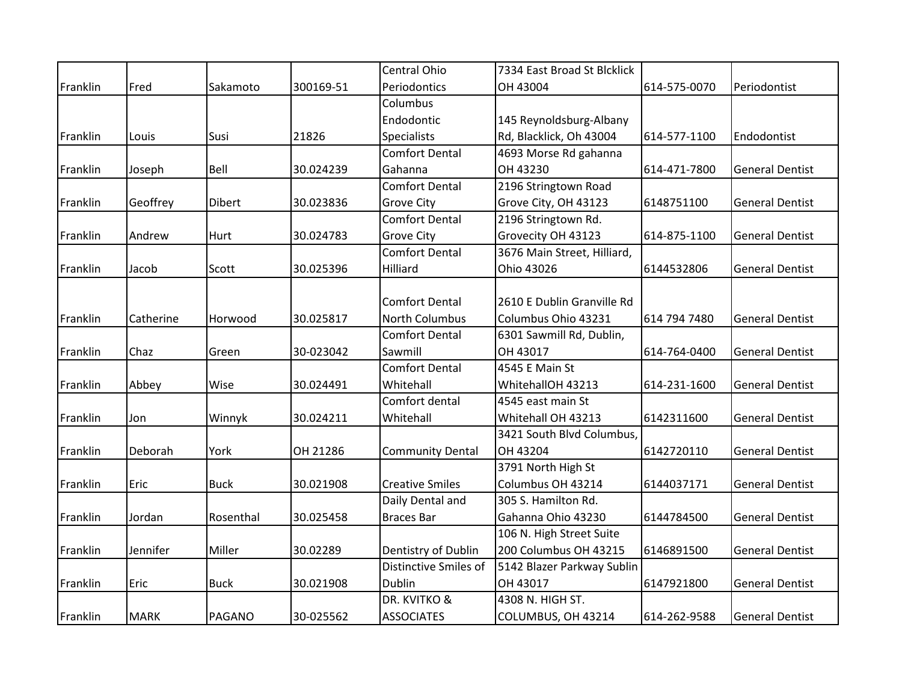| | | | | | | | |
|---|---|---|---|---|---|---|---|
| Franklin | Fred | Sakamoto | 300169-51 | Central Ohio Periodontics | 7334 East Broad St Blcklick OH 43004 | 614-575-0070 | Periodontist |
| Franklin | Louis | Susi | 21826 | Columbus Endodontic Specialists | 145 Reynoldsburg-Albany Rd, Blacklick, Oh 43004 | 614-577-1100 | Endodontist |
| Franklin | Joseph | Bell | 30.024239 | Comfort Dental Gahanna | 4693 Morse Rd gahanna OH 43230 | 614-471-7800 | General Dentist |
| Franklin | Geoffrey | Dibert | 30.023836 | Comfort Dental Grove City | 2196 Stringtown Road Grove City, OH 43123 | 6148751100 | General Dentist |
| Franklin | Andrew | Hurt | 30.024783 | Comfort Dental Grove City | 2196 Stringtown Rd. Grovecity OH 43123 | 614-875-1100 | General Dentist |
| Franklin | Jacob | Scott | 30.025396 | Comfort Dental Hilliard | 3676 Main Street, Hilliard, Ohio 43026 | 6144532806 | General Dentist |
| Franklin | Catherine | Horwood | 30.025817 | Comfort Dental North Columbus | 2610 E Dublin Granville Rd Columbus Ohio 43231 | 614 794 7480 | General Dentist |
| Franklin | Chaz | Green | 30-023042 | Comfort Dental Sawmill | 6301 Sawmill Rd, Dublin, OH 43017 | 614-764-0400 | General Dentist |
| Franklin | Abbey | Wise | 30.024491 | Comfort Dental Whitehall | 4545 E Main St WhitehallOH 43213 | 614-231-1600 | General Dentist |
| Franklin | Jon | Winnyk | 30.024211 | Comfort dental Whitehall | 4545 east main St Whitehall OH 43213 | 6142311600 | General Dentist |
| Franklin | Deborah | York | OH 21286 | Community Dental | 3421 South Blvd Columbus, OH 43204 | 6142720110 | General Dentist |
| Franklin | Eric | Buck | 30.021908 | Creative Smiles | 3791 North High St Columbus OH 43214 | 6144037171 | General Dentist |
| Franklin | Jordan | Rosenthal | 30.025458 | Daily Dental and Braces Bar | 305 S. Hamilton Rd. Gahanna Ohio 43230 | 6144784500 | General Dentist |
| Franklin | Jennifer | Miller | 30.02289 | Dentistry of Dublin | 106 N. High Street Suite 200 Columbus OH 43215 | 6146891500 | General Dentist |
| Franklin | Eric | Buck | 30.021908 | Distinctive Smiles of Dublin | 5142 Blazer Parkway Sublin OH 43017 | 6147921800 | General Dentist |
| Franklin | MARK | PAGANO | 30-025562 | DR. KVITKO & ASSOCIATES | 4308 N. HIGH ST. COLUMBUS, OH 43214 | 614-262-9588 | General Dentist |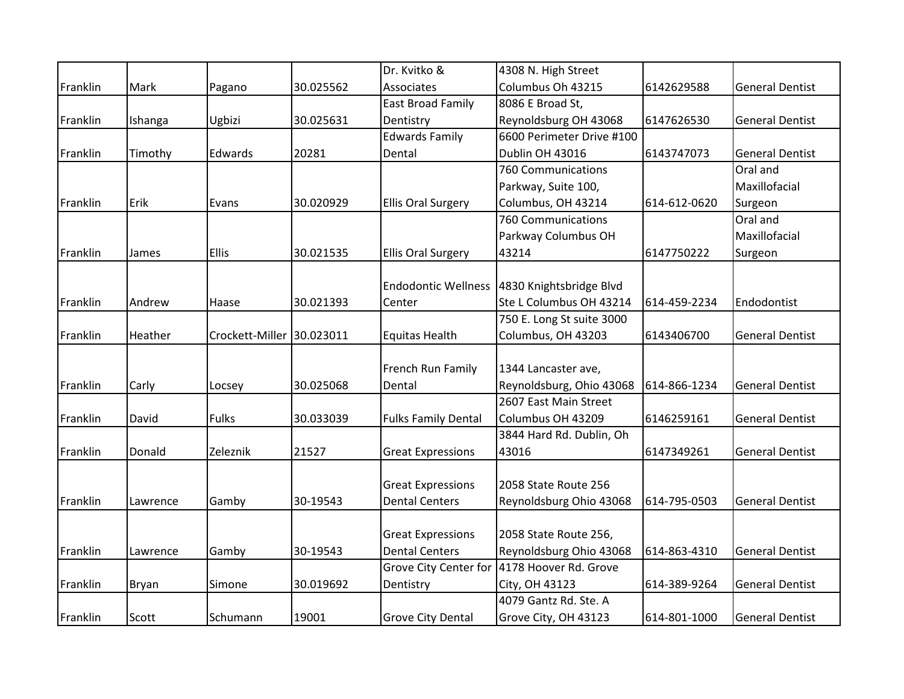| | | | | | | | |
|---|---|---|---|---|---|---|---|
| Franklin | Mark | Pagano | 30.025562 | Dr. Kvitko & Associates | 4308 N. High Street Columbus Oh 43215 | 6142629588 | General Dentist |
| Franklin | Ishanga | Ugbizi | 30.025631 | East Broad Family Dentistry | 8086 E Broad St, Reynoldsburg OH 43068 | 6147626530 | General Dentist |
| Franklin | Timothy | Edwards | 20281 | Edwards Family Dental | 6600 Perimeter Drive #100 Dublin OH 43016 | 6143747073 | General Dentist |
| Franklin | Erik | Evans | 30.020929 | Ellis Oral Surgery | 760 Communications Parkway, Suite 100, Columbus, OH 43214 | 614-612-0620 | Oral and Maxillofacial Surgeon |
| Franklin | James | Ellis | 30.021535 | Ellis Oral Surgery | 760 Communications Parkway Columbus OH 43214 | 6147750222 | Oral and Maxillofacial Surgeon |
| Franklin | Andrew | Haase | 30.021393 | Endodontic Wellness Center | 4830 Knightsbridge Blvd Ste L Columbus OH 43214 | 614-459-2234 | Endodontist |
| Franklin | Heather | Crockett-Miller | 30.023011 | Equitas Health | 750 E. Long St suite 3000 Columbus, OH 43203 | 6143406700 | General Dentist |
| Franklin | Carly | Locsey | 30.025068 | French Run Family Dental | 1344 Lancaster ave, Reynoldsburg, Ohio 43068 | 614-866-1234 | General Dentist |
| Franklin | David | Fulks | 30.033039 | Fulks Family Dental | 2607 East Main Street Columbus OH 43209 | 6146259161 | General Dentist |
| Franklin | Donald | Zeleznik | 21527 | Great Expressions | 3844 Hard Rd. Dublin, Oh 43016 | 6147349261 | General Dentist |
| Franklin | Lawrence | Gamby | 30-19543 | Great Expressions Dental Centers | 2058 State Route 256 Reynoldsburg Ohio 43068 | 614-795-0503 | General Dentist |
| Franklin | Lawrence | Gamby | 30-19543 | Great Expressions Dental Centers | 2058 State Route 256, Reynoldsburg Ohio 43068 | 614-863-4310 | General Dentist |
| Franklin | Bryan | Simone | 30.019692 | Grove City Center for Dentistry | 4178 Hoover Rd. Grove City, OH 43123 | 614-389-9264 | General Dentist |
| Franklin | Scott | Schumann | 19001 | Grove City Dental | 4079 Gantz Rd. Ste. A Grove City, OH 43123 | 614-801-1000 | General Dentist |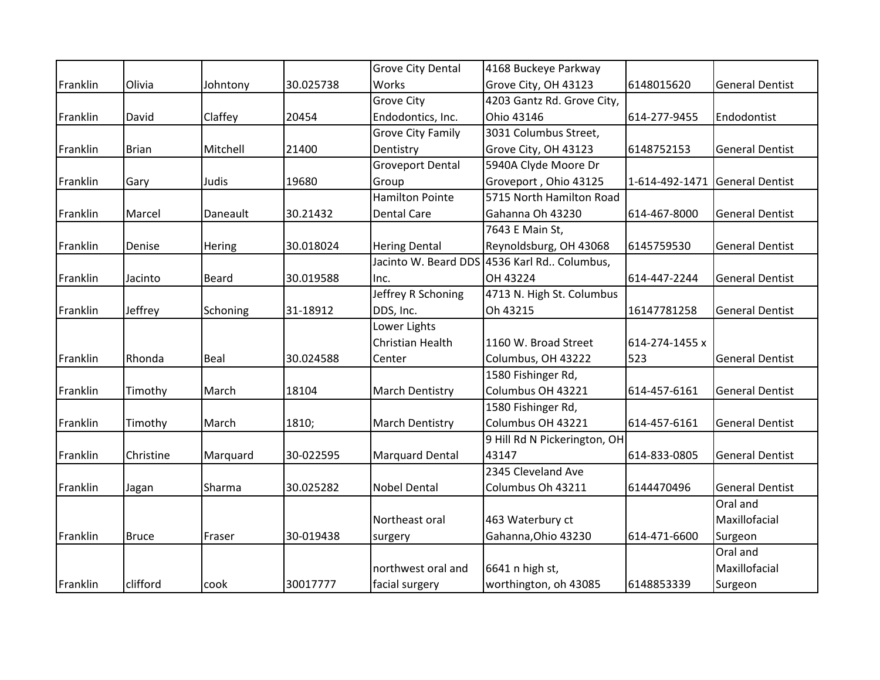| | | | | | | | |
|---|---|---|---|---|---|---|---|
| Franklin | Olivia | Johntony | 30.025738 | Grove City Dental Works | 4168 Buckeye Parkway Grove City, OH 43123 | 6148015620 | General Dentist |
| Franklin | David | Claffey | 20454 | Grove City Endodontics, Inc. | 4203 Gantz Rd. Grove City, Ohio 43146 | 614-277-9455 | Endodontist |
| Franklin | Brian | Mitchell | 21400 | Grove City Family Dentistry | 3031 Columbus Street, Grove City, OH 43123 | 6148752153 | General Dentist |
| Franklin | Gary | Judis | 19680 | Groveport Dental Group | 5940A Clyde Moore Dr Groveport , Ohio 43125 | 1-614-492-1471 | General Dentist |
| Franklin | Marcel | Daneault | 30.21432 | Hamilton Pointe Dental Care | 5715 North Hamilton Road Gahanna Oh 43230 | 614-467-8000 | General Dentist |
| Franklin | Denise | Hering | 30.018024 | Hering Dental | 7643 E Main St, Reynoldsburg, OH 43068 | 6145759530 | General Dentist |
| Franklin | Jacinto | Beard | 30.019588 | Jacinto W. Beard DDS Inc. | 4536 Karl Rd.. Columbus, OH 43224 | 614-447-2244 | General Dentist |
| Franklin | Jeffrey | Schoning | 31-18912 | Jeffrey R Schoning DDS, Inc. | 4713 N. High St. Columbus Oh 43215 | 16147781258 | General Dentist |
| Franklin | Rhonda | Beal | 30.024588 | Lower Lights Christian Health Center | 1160 W. Broad Street Columbus, OH 43222 | 614-274-1455 x 523 | General Dentist |
| Franklin | Timothy | March | 18104 | March Dentistry | 1580 Fishinger Rd, Columbus OH 43221 | 614-457-6161 | General Dentist |
| Franklin | Timothy | March | 1810; | March Dentistry | 1580 Fishinger Rd, Columbus OH 43221 | 614-457-6161 | General Dentist |
| Franklin | Christine | Marquard | 30-022595 | Marquard Dental | 9 Hill Rd N Pickerington, OH 43147 | 614-833-0805 | General Dentist |
| Franklin | Jagan | Sharma | 30.025282 | Nobel Dental | 2345 Cleveland Ave Columbus Oh 43211 | 6144470496 | General Dentist |
| Franklin | Bruce | Fraser | 30-019438 | Northeast oral surgery | 463 Waterbury ct Gahanna,Ohio 43230 | 614-471-6600 | Oral and Maxillofacial Surgeon |
| Franklin | clifford | cook | 30017777 | northwest oral and facial surgery | 6641 n high st, worthington, oh 43085 | 6148853339 | Oral and Maxillofacial Surgeon |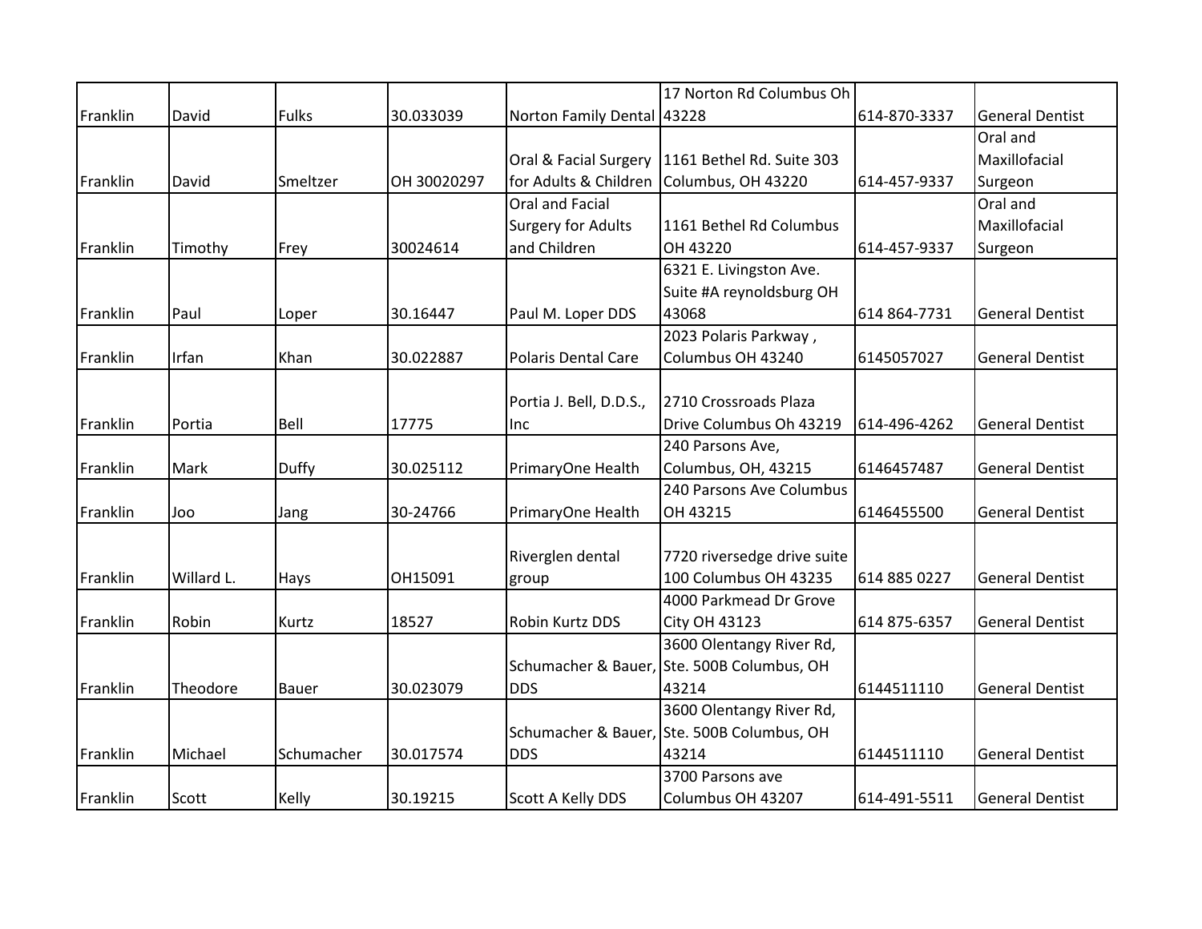| Franklin | David | Fulks | 30.033039 | Norton Family Dental | 17 Norton Rd Columbus Oh 43228 | 614-870-3337 | General Dentist |
|---|---|---|---|---|---|---|---|
| Franklin | David | Smeltzer | OH 30020297 | Oral & Facial Surgery for Adults & Children | 1161 Bethel Rd. Suite 303 Columbus, OH 43220 | 614-457-9337 | Oral and Maxillofacial Surgeon |
| Franklin | Timothy | Frey | 30024614 | Oral and Facial Surgery for Adults and Children | 1161 Bethel Rd Columbus OH 43220 | 614-457-9337 | Oral and Maxillofacial Surgeon |
| Franklin | Paul | Loper | 30.16447 | Paul M. Loper DDS | 6321 E. Livingston Ave. Suite #A reynoldsburg OH 43068 | 614 864-7731 | General Dentist |
| Franklin | Irfan | Khan | 30.022887 | Polaris Dental Care | 2023 Polaris Parkway , Columbus OH 43240 | 6145057027 | General Dentist |
| Franklin | Portia | Bell | 17775 | Portia J. Bell, D.D.S., Inc | 2710 Crossroads Plaza Drive Columbus Oh 43219 | 614-496-4262 | General Dentist |
| Franklin | Mark | Duffy | 30.025112 | PrimaryOne Health | 240 Parsons Ave, Columbus, OH, 43215 | 6146457487 | General Dentist |
| Franklin | Joo | Jang | 30-24766 | PrimaryOne Health | 240 Parsons Ave Columbus OH 43215 | 6146455500 | General Dentist |
| Franklin | Willard L. | Hays | OH15091 | Riverglen dental group | 7720 riversedge drive suite 100 Columbus OH 43235 | 614 885 0227 | General Dentist |
| Franklin | Robin | Kurtz | 18527 | Robin Kurtz DDS | 4000 Parkmead Dr Grove City OH 43123 | 614 875-6357 | General Dentist |
| Franklin | Theodore | Bauer | 30.023079 | Schumacher & Bauer, DDS | 3600 Olentangy River Rd, Ste. 500B Columbus, OH 43214 | 6144511110 | General Dentist |
| Franklin | Michael | Schumacher | 30.017574 | Schumacher & Bauer, DDS | 3600 Olentangy River Rd, Ste. 500B Columbus, OH 43214 | 6144511110 | General Dentist |
| Franklin | Scott | Kelly | 30.19215 | Scott A Kelly DDS | 3700 Parsons ave Columbus OH 43207 | 614-491-5511 | General Dentist |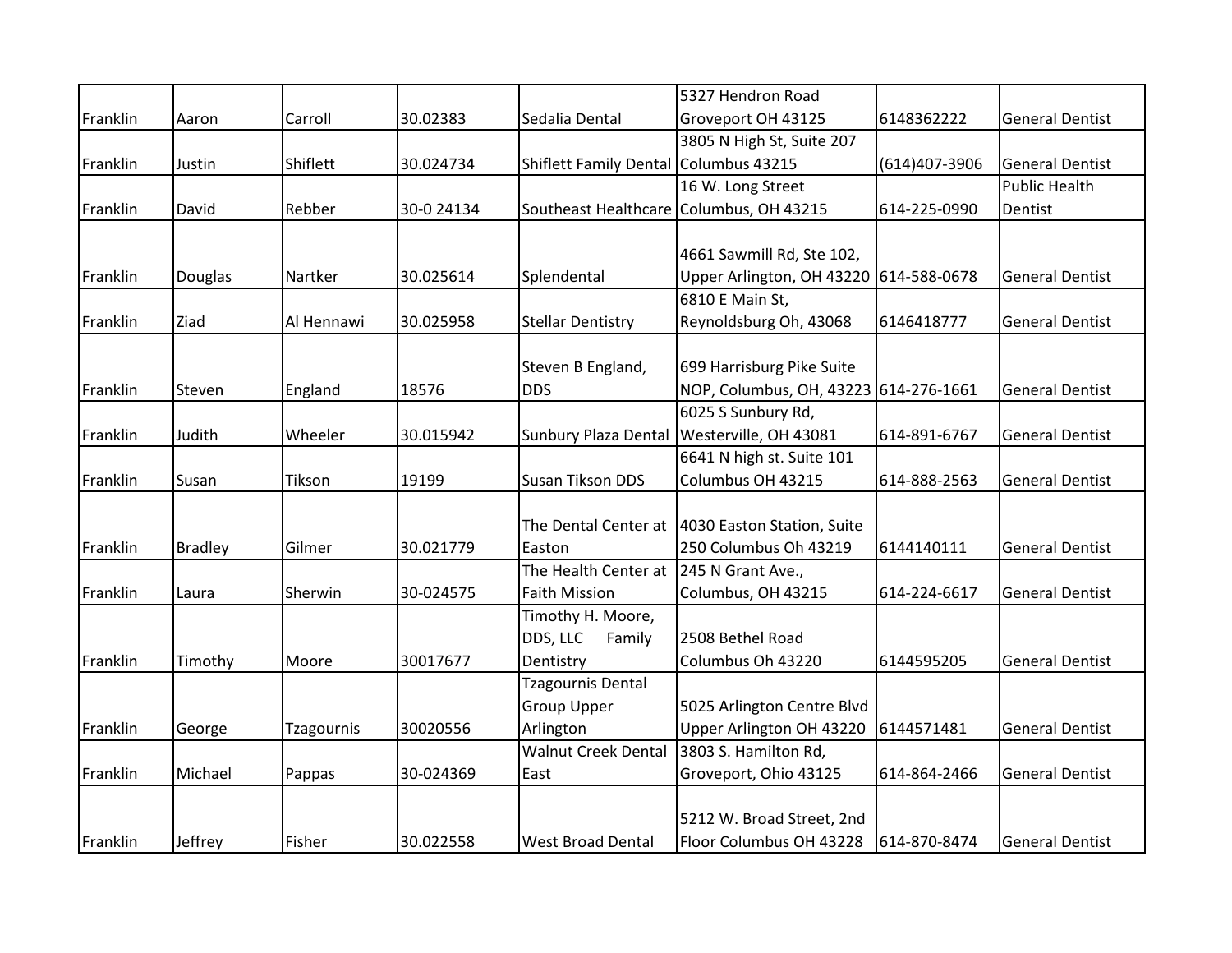| | | | | | | | |
|---|---|---|---|---|---|---|---|
| Franklin | Aaron | Carroll | 30.02383 | Sedalia Dental | 5327 Hendron Road Groveport OH 43125 | 6148362222 | General Dentist |
| Franklin | Justin | Shiflett | 30.024734 | Shiflett Family Dental | 3805 N High St, Suite 207 Columbus 43215 | (614)407-3906 | General Dentist |
| Franklin | David | Rebber | 30-0 24134 | Southeast Healthcare | 16 W. Long Street Columbus, OH 43215 | 614-225-0990 | Public Health Dentist |
| Franklin | Douglas | Nartker | 30.025614 | Splendental | 4661 Sawmill Rd, Ste 102, Upper Arlington, OH 43220 | 614-588-0678 | General Dentist |
| Franklin | Ziad | Al Hennawi | 30.025958 | Stellar Dentistry | 6810 E Main St, Reynoldsburg Oh, 43068 | 6146418777 | General Dentist |
| Franklin | Steven | England | 18576 | Steven B England, DDS | 699 Harrisburg Pike Suite NOP, Columbus, OH, 43223 | 614-276-1661 | General Dentist |
| Franklin | Judith | Wheeler | 30.015942 | Sunbury Plaza Dental | 6025 S Sunbury Rd, Westerville, OH 43081 | 614-891-6767 | General Dentist |
| Franklin | Susan | Tikson | 19199 | Susan Tikson DDS | 6641 N high st. Suite 101 Columbus OH 43215 | 614-888-2563 | General Dentist |
| Franklin | Bradley | Gilmer | 30.021779 | The Dental Center at Easton | 4030 Easton Station, Suite 250 Columbus Oh 43219 | 6144140111 | General Dentist |
| Franklin | Laura | Sherwin | 30-024575 | The Health Center at Faith Mission | 245 N Grant Ave., Columbus, OH 43215 | 614-224-6617 | General Dentist |
| Franklin | Timothy | Moore | 30017677 | Timothy H. Moore, DDS, LLC Family Dentistry | 2508 Bethel Road Columbus Oh 43220 | 6144595205 | General Dentist |
| Franklin | George | Tzagournis | 30020556 | Tzagournis Dental Group Upper Arlington | 5025 Arlington Centre Blvd Upper Arlington OH 43220 | 6144571481 | General Dentist |
| Franklin | Michael | Pappas | 30-024369 | Walnut Creek Dental East | 3803 S. Hamilton Rd, Groveport, Ohio 43125 | 614-864-2466 | General Dentist |
| Franklin | Jeffrey | Fisher | 30.022558 | West Broad Dental | 5212 W. Broad Street, 2nd Floor Columbus OH 43228 | 614-870-8474 | General Dentist |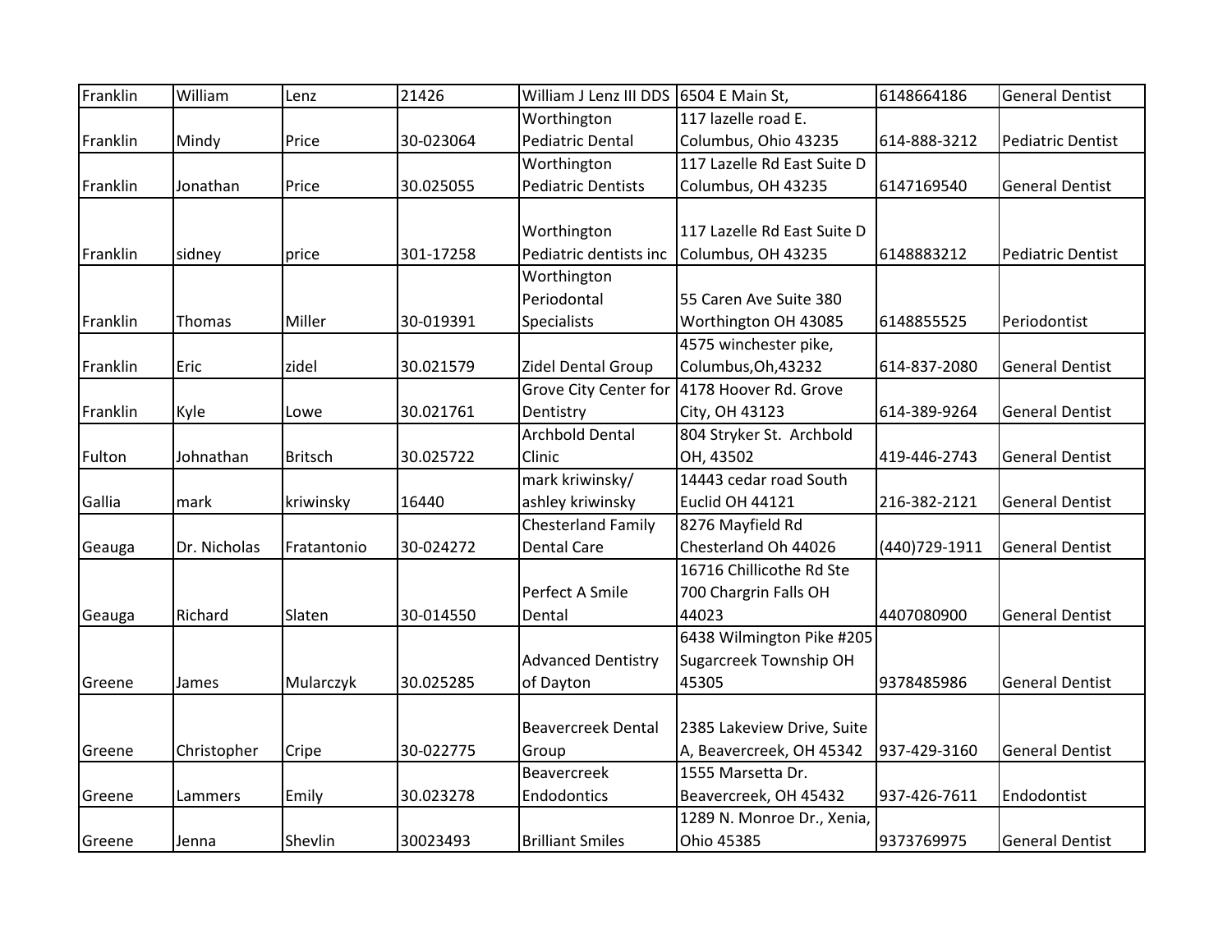| Franklin | William | Lenz | 21426 | William J Lenz III DDS | 6504 E Main St, | 6148664186 | General Dentist |
|---|---|---|---|---|---|---|---|
| Franklin | Mindy | Price | 30-023064 | Worthington Pediatric Dental | 117 lazelle road E. Columbus, Ohio 43235 | 614-888-3212 | Pediatric Dentist |
| Franklin | Jonathan | Price | 30.025055 | Worthington Pediatric Dentists | 117 Lazelle Rd East Suite D Columbus, OH 43235 | 6147169540 | General Dentist |
| Franklin | sidney | price | 301-17258 | Worthington Pediatric dentists inc | 117 Lazelle Rd East Suite D Columbus, OH 43235 | 6148883212 | Pediatric Dentist |
| Franklin | Thomas | Miller | 30-019391 | Worthington Periodontal Specialists | 55 Caren Ave Suite 380 Worthington OH 43085 | 6148855525 | Periodontist |
| Franklin | Eric | zidel | 30.021579 | Zidel Dental Group | 4575 winchester pike, Columbus,Oh,43232 | 614-837-2080 | General Dentist |
| Franklin | Kyle | Lowe | 30.021761 | Grove City Center for Dentistry | 4178 Hoover Rd. Grove City, OH 43123 | 614-389-9264 | General Dentist |
| Fulton | Johnathan | Britsch | 30.025722 | Archbold Dental Clinic | 804 Stryker St. Archbold OH, 43502 | 419-446-2743 | General Dentist |
| Gallia | mark | kriwinsky | 16440 | mark kriwinsky/ ashley kriwinsky | 14443 cedar road South Euclid OH 44121 | 216-382-2121 | General Dentist |
| Geauga | Dr. Nicholas | Fratantonio | 30-024272 | Chesterland Family Dental Care | 8276 Mayfield Rd Chesterland Oh 44026 | (440)729-1911 | General Dentist |
| Geauga | Richard | Slaten | 30-014550 | Perfect A Smile Dental | 16716 Chillicothe Rd Ste 700 Chargrin Falls OH 44023 | 4407080900 | General Dentist |
| Greene | James | Mularczyk | 30.025285 | Advanced Dentistry of Dayton | 6438 Wilmington Pike #205 Sugarcreek Township OH 45305 | 9378485986 | General Dentist |
| Greene | Christopher | Cripe | 30-022775 | Beavercreek Dental Group | 2385 Lakeview Drive, Suite A, Beavercreek, OH 45342 | 937-429-3160 | General Dentist |
| Greene | Lammers | Emily | 30.023278 | Beavercreek Endodontics | 1555 Marsetta Dr. Beavercreek, OH 45432 | 937-426-7611 | Endodontist |
| Greene | Jenna | Shevlin | 30023493 | Brilliant Smiles | 1289 N. Monroe Dr., Xenia, Ohio 45385 | 9373769975 | General Dentist |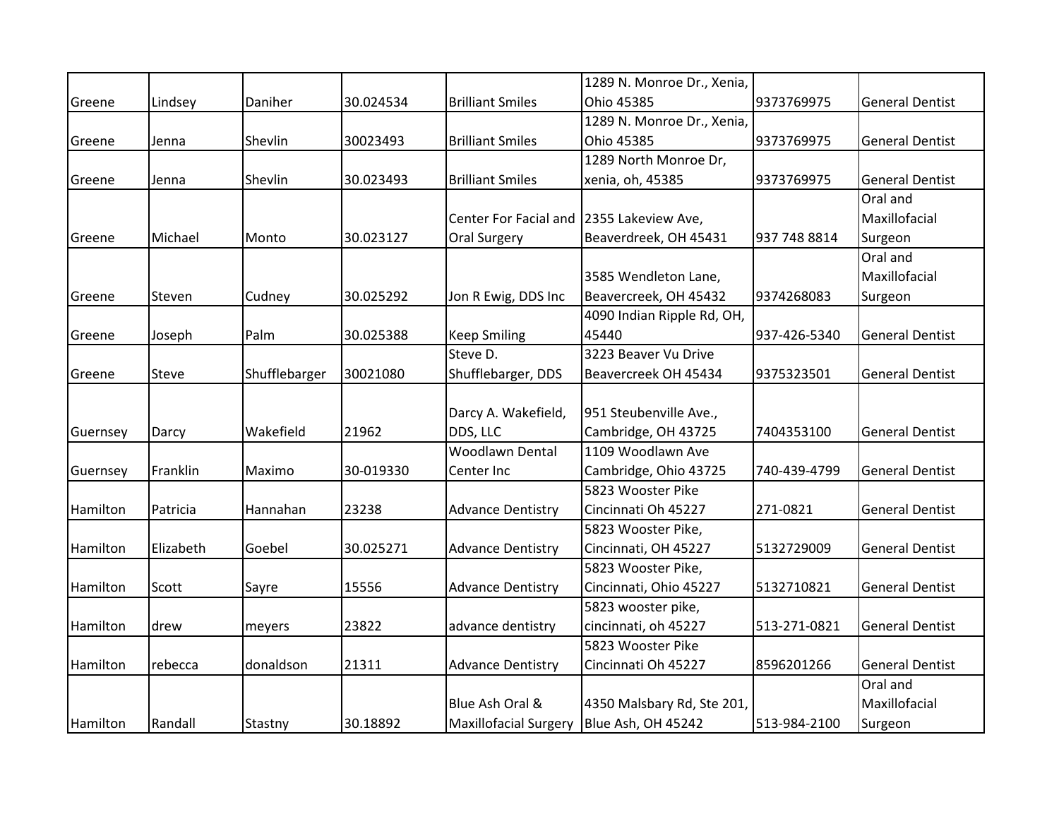| Greene | Lindsey | Daniher | 30.024534 | Brilliant Smiles | 1289 N. Monroe Dr., Xenia, Ohio 45385 | 9373769975 | General Dentist |
|---|---|---|---|---|---|---|---|
| Greene | Jenna | Shevlin | 30023493 | Brilliant Smiles | 1289 N. Monroe Dr., Xenia, Ohio 45385 | 9373769975 | General Dentist |
| Greene | Jenna | Shevlin | 30.023493 | Brilliant Smiles | 1289 North Monroe Dr, xenia, oh, 45385 | 9373769975 | General Dentist |
| Greene | Michael | Monto | 30.023127 | Center For Facial and Oral Surgery | 2355 Lakeview Ave, Beaverdreek, OH 45431 | 937 748 8814 | Oral and Maxillofacial Surgeon |
| Greene | Steven | Cudney | 30.025292 | Jon R Ewig, DDS Inc | 3585 Wendleton Lane, Beavercreek, OH 45432 | 9374268083 | Oral and Maxillofacial Surgeon |
| Greene | Joseph | Palm | 30.025388 | Keep Smiling | 4090 Indian Ripple Rd, OH, 45440 | 937-426-5340 | General Dentist |
| Greene | Steve | Shufflebarger | 30021080 | Steve D. Shufflebarger, DDS | 3223 Beaver Vu Drive Beavercreek OH 45434 | 9375323501 | General Dentist |
| Guernsey | Darcy | Wakefield | 21962 | Darcy A. Wakefield, DDS, LLC | 951 Steubenville Ave., Cambridge, OH 43725 | 7404353100 | General Dentist |
| Guernsey | Franklin | Maximo | 30-019330 | Woodlawn Dental Center Inc | 1109 Woodlawn Ave Cambridge, Ohio 43725 | 740-439-4799 | General Dentist |
| Hamilton | Patricia | Hannahan | 23238 | Advance Dentistry | 5823 Wooster Pike Cincinnati Oh 45227 | 271-0821 | General Dentist |
| Hamilton | Elizabeth | Goebel | 30.025271 | Advance Dentistry | 5823 Wooster Pike, Cincinnati, OH 45227 | 5132729009 | General Dentist |
| Hamilton | Scott | Sayre | 15556 | Advance Dentistry | 5823 Wooster Pike, Cincinnati, Ohio 45227 | 5132710821 | General Dentist |
| Hamilton | drew | meyers | 23822 | advance dentistry | 5823 wooster pike, cincinnati, oh 45227 | 513-271-0821 | General Dentist |
| Hamilton | rebecca | donaldson | 21311 | Advance Dentistry | 5823 Wooster Pike Cincinnati Oh 45227 | 8596201266 | General Dentist |
| Hamilton | Randall | Stastny | 30.18892 | Blue Ash Oral & Maxillofacial Surgery | 4350 Malsbary Rd, Ste 201, Blue Ash, OH 45242 | 513-984-2100 | Oral and Maxillofacial Surgeon |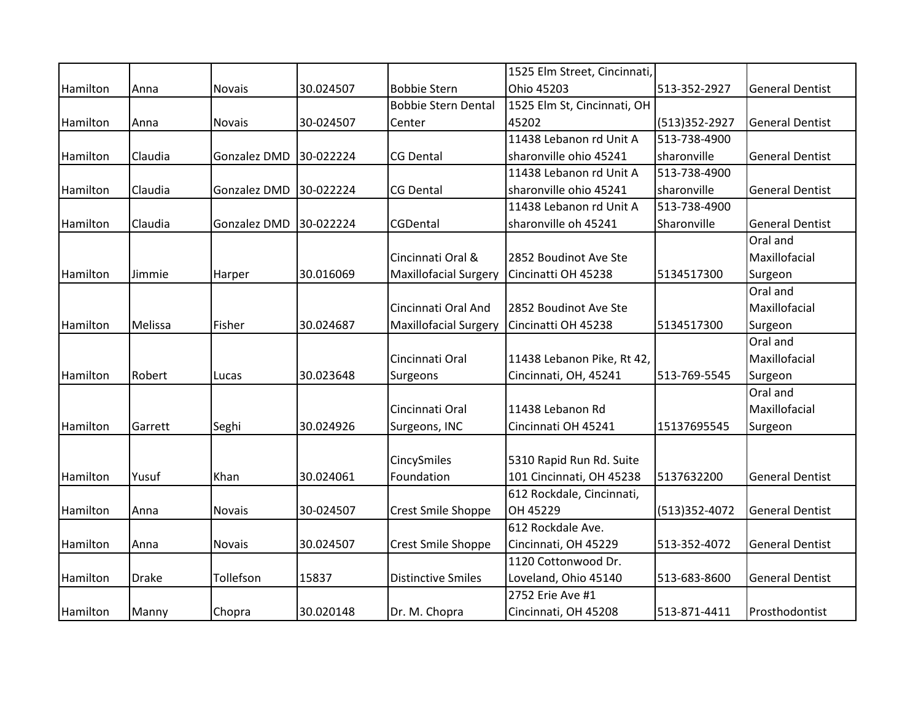| | | | | | | | |
|---|---|---|---|---|---|---|---|
| Hamilton | Anna | Novais | 30.024507 | Bobbie Stern | 1525 Elm Street, Cincinnati, Ohio 45203 | 513-352-2927 | General Dentist |
| Hamilton | Anna | Novais | 30-024507 | Bobbie Stern Dental Center | 1525 Elm St, Cincinnati, OH 45202 | (513)352-2927 | General Dentist |
| Hamilton | Claudia | Gonzalez DMD | 30-022224 | CG Dental | 11438 Lebanon rd Unit A sharonville ohio 45241 | 513-738-4900 sharonville | General Dentist |
| Hamilton | Claudia | Gonzalez DMD | 30-022224 | CG Dental | 11438 Lebanon rd Unit A sharonville ohio 45241 | 513-738-4900 sharonville | General Dentist |
| Hamilton | Claudia | Gonzalez DMD | 30-022224 | CGDental | 11438 Lebanon rd Unit A sharonville oh 45241 | 513-738-4900 Sharonville | General Dentist |
| Hamilton | Jimmie | Harper | 30.016069 | Cincinnati Oral & Maxillofacial Surgery | 2852 Boudinot Ave Ste Cincinatti OH 45238 | 5134517300 | Oral and Maxillofacial Surgeon |
| Hamilton | Melissa | Fisher | 30.024687 | Cincinnati Oral And Maxillofacial Surgery | 2852 Boudinot Ave Ste Cincinatti OH 45238 | 5134517300 | Oral and Maxillofacial Surgeon |
| Hamilton | Robert | Lucas | 30.023648 | Cincinnati Oral Surgeons | 11438 Lebanon Pike, Rt 42, Cincinnati, OH, 45241 | 513-769-5545 | Oral and Maxillofacial Surgeon |
| Hamilton | Garrett | Seghi | 30.024926 | Cincinnati Oral Surgeons, INC | 11438 Lebanon Rd Cincinnati OH 45241 | 15137695545 | Oral and Maxillofacial Surgeon |
| Hamilton | Yusuf | Khan | 30.024061 | CincySmiles Foundation | 5310 Rapid Run Rd. Suite 101 Cincinnati, OH 45238 | 5137632200 | General Dentist |
| Hamilton | Anna | Novais | 30-024507 | Crest Smile Shoppe | 612 Rockdale, Cincinnati, OH 45229 | (513)352-4072 | General Dentist |
| Hamilton | Anna | Novais | 30.024507 | Crest Smile Shoppe | 612 Rockdale Ave. Cincinnati, OH 45229 | 513-352-4072 | General Dentist |
| Hamilton | Drake | Tollefson | 15837 | Distinctive Smiles | 1120 Cottonwood Dr. Loveland, Ohio 45140 | 513-683-8600 | General Dentist |
| Hamilton | Manny | Chopra | 30.020148 | Dr. M. Chopra | 2752 Erie Ave #1 Cincinnati, OH 45208 | 513-871-4411 | Prosthodontist |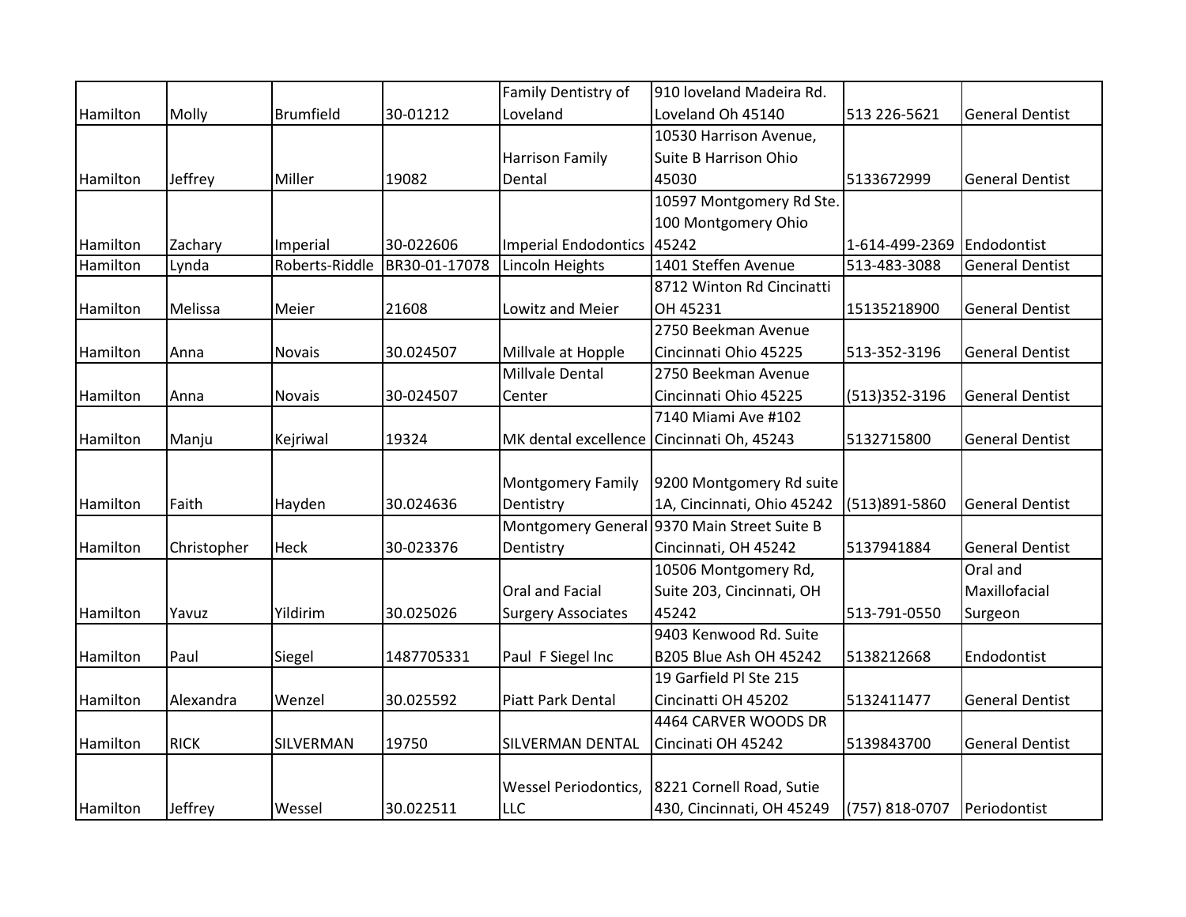| | | | | | | | |
|---|---|---|---|---|---|---|---|
| Hamilton | Molly | Brumfield | 30-01212 | Family Dentistry of Loveland | 910 loveland Madeira Rd. Loveland Oh 45140 | 513 226-5621 | General Dentist |
| Hamilton | Jeffrey | Miller | 19082 | Harrison Family Dental | 10530 Harrison Avenue, Suite B Harrison Ohio 45030 | 5133672999 | General Dentist |
| Hamilton | Zachary | Imperial | 30-022606 | Imperial Endodontics | 10597 Montgomery Rd Ste. 100 Montgomery Ohio 45242 | 1-614-499-2369 | Endodontist |
| Hamilton | Lynda | Roberts-Riddle | BR30-01-17078 | Lincoln Heights | 1401 Steffen Avenue | 513-483-3088 | General Dentist |
| Hamilton | Melissa | Meier | 21608 | Lowitz and Meier | 8712 Winton Rd Cincinatti OH 45231 | 15135218900 | General Dentist |
| Hamilton | Anna | Novais | 30.024507 | Millvale at Hopple | 2750 Beekman Avenue Cincinnati Ohio 45225 | 513-352-3196 | General Dentist |
| Hamilton | Anna | Novais | 30-024507 | Millvale Dental Center | 2750 Beekman Avenue Cincinnati Ohio 45225 | (513)352-3196 | General Dentist |
| Hamilton | Manju | Kejriwal | 19324 | MK dental excellence | 7140 Miami Ave #102 Cincinnati Oh, 45243 | 5132715800 | General Dentist |
| Hamilton | Faith | Hayden | 30.024636 | Montgomery Family Dentistry | 9200 Montgomery Rd suite 1A, Cincinnati, Ohio 45242 | (513)891-5860 | General Dentist |
| Hamilton | Christopher | Heck | 30-023376 | Montgomery General Dentistry | 9370 Main Street Suite B Cincinnati, OH 45242 | 5137941884 | General Dentist |
| Hamilton | Yavuz | Yildirim | 30.025026 | Oral and Facial Surgery Associates | 10506 Montgomery Rd, Suite 203, Cincinnati, OH 45242 | 513-791-0550 | Oral and Maxillofacial Surgeon |
| Hamilton | Paul | Siegel | 1487705331 | Paul F Siegel Inc | 9403 Kenwood Rd. Suite B205 Blue Ash OH 45242 | 5138212668 | Endodontist |
| Hamilton | Alexandra | Wenzel | 30.025592 | Piatt Park Dental | 19 Garfield Pl Ste 215 Cincinatti OH 45202 | 5132411477 | General Dentist |
| Hamilton | RICK | SILVERMAN | 19750 | SILVERMAN DENTAL | 4464 CARVER WOODS DR Cincinati OH 45242 | 5139843700 | General Dentist |
| Hamilton | Jeffrey | Wessel | 30.022511 | Wessel Periodontics, LLC | 8221 Cornell Road, Sutie 430, Cincinnati, OH 45249 | (757) 818-0707 | Periodontist |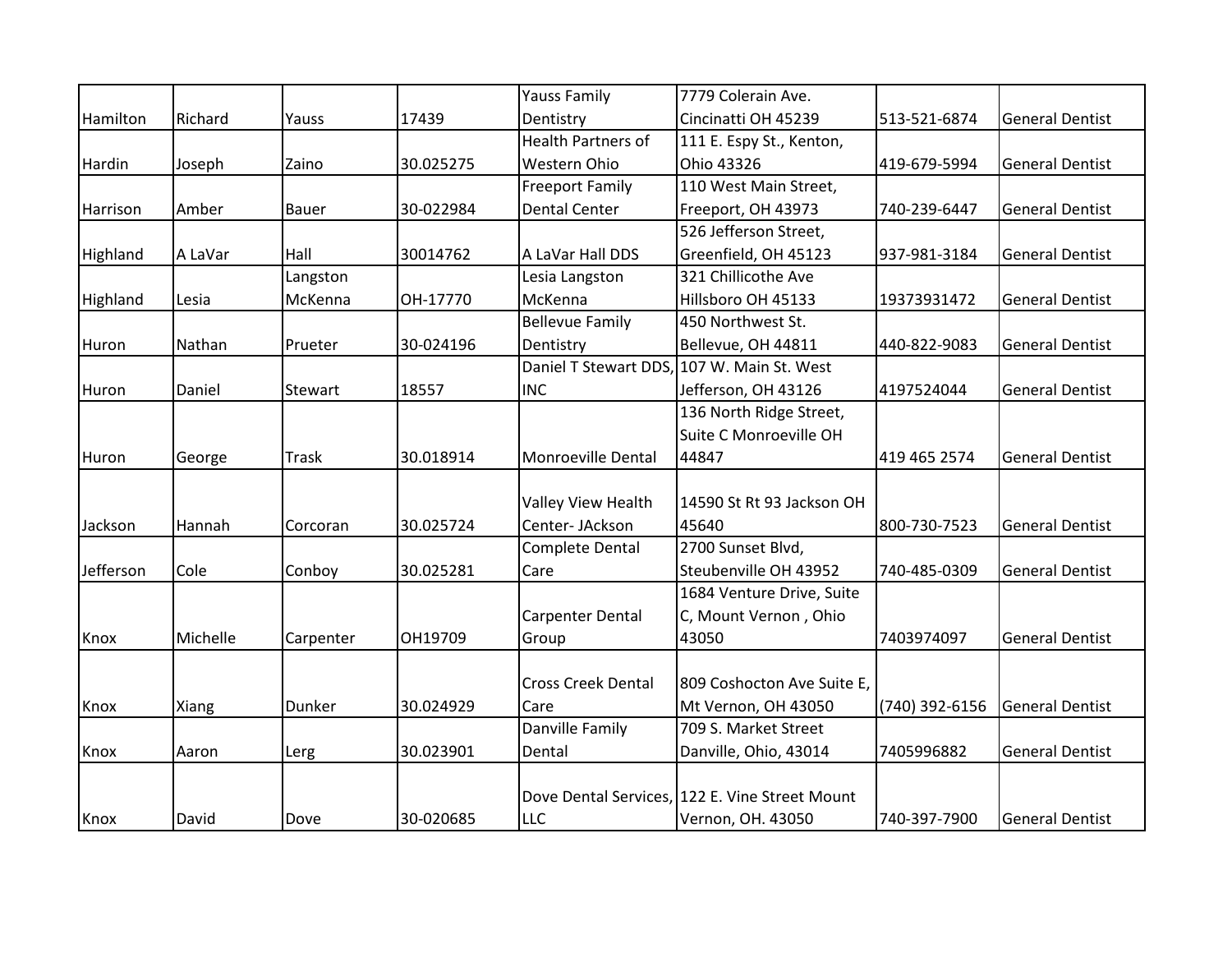| | | | | | | | |
|---|---|---|---|---|---|---|---|
| Hamilton | Richard | Yauss | 17439 | Yauss Family Dentistry | 7779 Colerain Ave. Cincinatti OH 45239 | 513-521-6874 | General Dentist |
| Hardin | Joseph | Zaino | 30.025275 | Health Partners of Western Ohio | 111 E. Espy St., Kenton, Ohio 43326 | 419-679-5994 | General Dentist |
| Harrison | Amber | Bauer | 30-022984 | Freeport Family Dental Center | 110 West Main Street, Freeport, OH 43973 | 740-239-6447 | General Dentist |
| Highland | A LaVar | Hall | 30014762 | A LaVar Hall DDS | 526 Jefferson Street, Greenfield, OH 45123 | 937-981-3184 | General Dentist |
| Highland | Lesia | Langston McKenna | OH-17770 | Lesia Langston McKenna | 321 Chillicothe Ave Hillsboro OH 45133 | 19373931472 | General Dentist |
| Huron | Nathan | Prueter | 30-024196 | Bellevue Family Dentistry | 450 Northwest St. Bellevue, OH 44811 | 440-822-9083 | General Dentist |
| Huron | Daniel | Stewart | 18557 | Daniel T Stewart DDS, INC | 107 W. Main St. West Jefferson, OH 43126 | 4197524044 | General Dentist |
| Huron | George | Trask | 30.018914 | Monroeville Dental | 136 North Ridge Street, Suite C Monroeville OH 44847 | 419 465 2574 | General Dentist |
| Jackson | Hannah | Corcoran | 30.025724 | Valley View Health Center- JAckson | 14590 St Rt 93 Jackson OH 45640 | 800-730-7523 | General Dentist |
| Jefferson | Cole | Conboy | 30.025281 | Complete Dental Care | 2700 Sunset Blvd, Steubenville OH 43952 | 740-485-0309 | General Dentist |
| Knox | Michelle | Carpenter | OH19709 | Carpenter Dental Group | 1684 Venture Drive, Suite C, Mount Vernon , Ohio 43050 | 7403974097 | General Dentist |
| Knox | Xiang | Dunker | 30.024929 | Cross Creek Dental Care | 809 Coshocton Ave Suite E, Mt Vernon, OH 43050 | (740) 392-6156 | General Dentist |
| Knox | Aaron | Lerg | 30.023901 | Danville Family Dental | 709 S. Market Street Danville, Ohio, 43014 | 7405996882 | General Dentist |
| Knox | David | Dove | 30-020685 | Dove Dental Services, LLC | 122 E. Vine Street Mount Vernon, OH. 43050 | 740-397-7900 | General Dentist |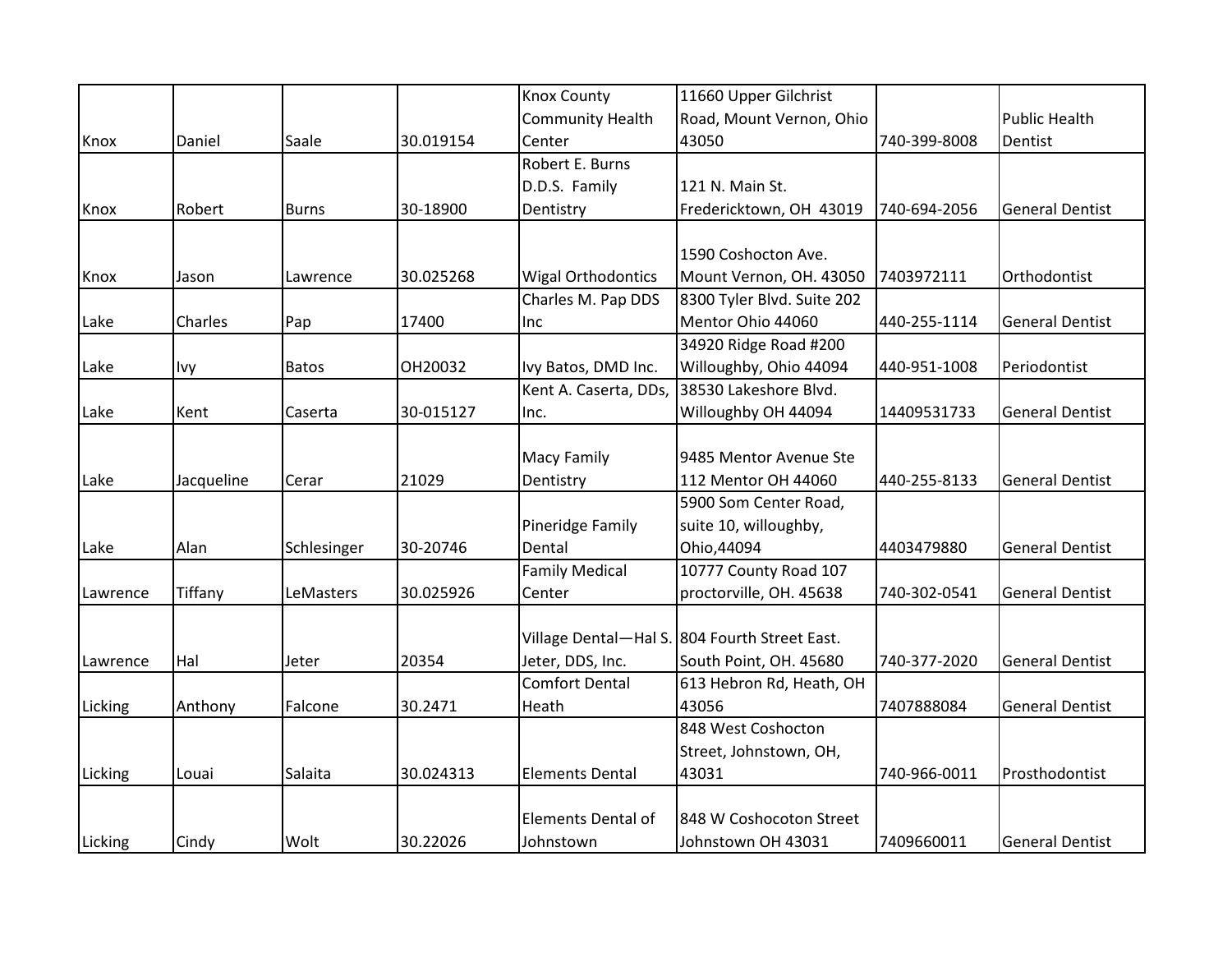| Knox | Daniel | Saale | 30.019154 | Knox County Community Health Center | 11660 Upper Gilchrist Road, Mount Vernon, Ohio 43050 | 740-399-8008 | Public Health Dentist |
|---|---|---|---|---|---|---|---|
| Knox | Robert | Burns | 30-18900 | Robert E. Burns D.D.S. Family Dentistry | 121 N. Main St. Fredericktown, OH 43019 | 740-694-2056 | General Dentist |
| Knox | Jason | Lawrence | 30.025268 | Wigal Orthodontics | 1590 Coshocton Ave. Mount Vernon, OH. 43050 | 7403972111 | Orthodontist |
| Lake | Charles | Pap | 17400 | Charles M. Pap DDS Inc | 8300 Tyler Blvd. Suite 202 Mentor Ohio 44060 | 440-255-1114 | General Dentist |
| Lake | Ivy | Batos | OH20032 | Ivy Batos, DMD Inc. | 34920 Ridge Road #200 Willoughby, Ohio 44094 | 440-951-1008 | Periodontist |
| Lake | Kent | Caserta | 30-015127 | Kent A. Caserta, DDs, Inc. | 38530 Lakeshore Blvd. Willoughby OH 44094 | 14409531733 | General Dentist |
| Lake | Jacqueline | Cerar | 21029 | Macy Family Dentistry | 9485 Mentor Avenue Ste 112 Mentor OH 44060 | 440-255-8133 | General Dentist |
| Lake | Alan | Schlesinger | 30-20746 | Pineridge Family Dental | 5900 Som Center Road, suite 10, willoughby, Ohio,44094 | 4403479880 | General Dentist |
| Lawrence | Tiffany | LeMasters | 30.025926 | Family Medical Center | 10777 County Road 107 proctorville, OH. 45638 | 740-302-0541 | General Dentist |
| Lawrence | Hal | Jeter | 20354 | Village Dental—Hal S. Jeter, DDS, Inc. | 804 Fourth Street East. South Point, OH. 45680 | 740-377-2020 | General Dentist |
| Licking | Anthony | Falcone | 30.2471 | Comfort Dental Heath | 613 Hebron Rd, Heath, OH 43056 | 7407888084 | General Dentist |
| Licking | Louai | Salaita | 30.024313 | Elements Dental | 848 West Coshocton Street, Johnstown, OH, 43031 | 740-966-0011 | Prosthodontist |
| Licking | Cindy | Wolt | 30.22026 | Elements Dental of Johnstown | 848 W Coshocoton Street Johnstown OH 43031 | 7409660011 | General Dentist |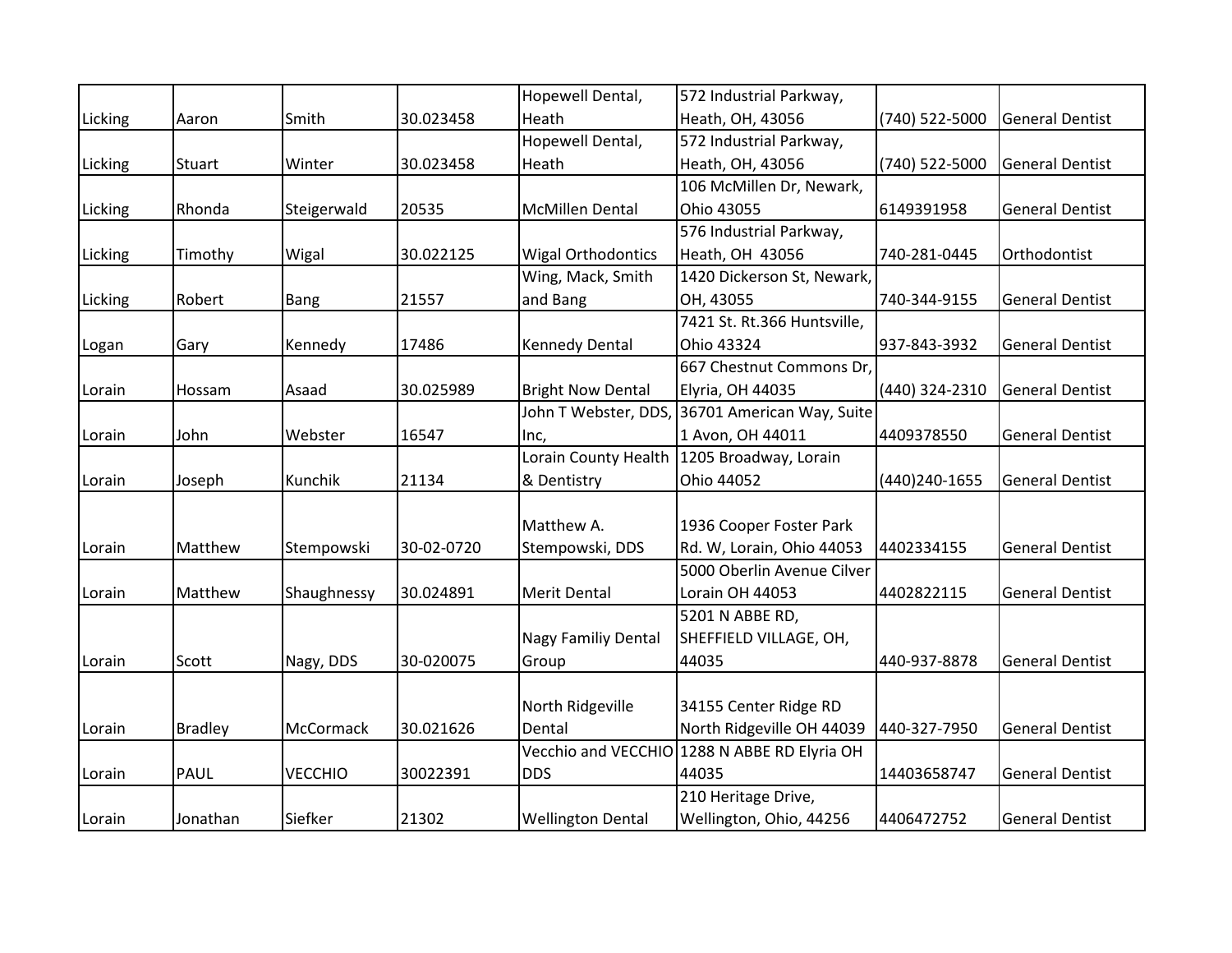| Licking | Aaron | Smith | 30.023458 | Hopewell Dental, Heath | 572 Industrial Parkway, Heath, OH, 43056 | (740) 522-5000 | General Dentist |
|---|---|---|---|---|---|---|---|
| Licking | Stuart | Winter | 30.023458 | Hopewell Dental, Heath | 572 Industrial Parkway, Heath, OH, 43056 | (740) 522-5000 | General Dentist |
| Licking | Rhonda | Steigerwald | 20535 | McMillen Dental | 106 McMillen Dr, Newark, Ohio 43055 | 6149391958 | General Dentist |
| Licking | Timothy | Wigal | 30.022125 | Wigal Orthodontics | 576 Industrial Parkway, Heath, OH 43056 | 740-281-0445 | Orthodontist |
| Licking | Robert | Bang | 21557 | Wing, Mack, Smith and Bang | 1420 Dickerson St, Newark, OH, 43055 | 740-344-9155 | General Dentist |
| Logan | Gary | Kennedy | 17486 | Kennedy Dental | 7421 St. Rt.366 Huntsville, Ohio 43324 | 937-843-3932 | General Dentist |
| Lorain | Hossam | Asaad | 30.025989 | Bright Now Dental | 667 Chestnut Commons Dr, Elyria, OH 44035 | (440) 324-2310 | General Dentist |
| Lorain | John | Webster | 16547 | John T Webster, DDS, Inc, | 36701 American Way, Suite 1 Avon, OH 44011 | 4409378550 | General Dentist |
| Lorain | Joseph | Kunchik | 21134 | Lorain County Health & Dentistry | 1205 Broadway, Lorain Ohio 44052 | (440)240-1655 | General Dentist |
| Lorain | Matthew | Stempowski | 30-02-0720 | Matthew A. Stempowski, DDS | 1936 Cooper Foster Park Rd. W, Lorain, Ohio 44053 | 4402334155 | General Dentist |
| Lorain | Matthew | Shaughnessy | 30.024891 | Merit Dental | 5000 Oberlin Avenue Cilver Lorain OH 44053 | 4402822115 | General Dentist |
| Lorain | Scott | Nagy, DDS | 30-020075 | Nagy Familiy Dental Group | 5201 N ABBE RD, SHEFFIELD VILLAGE, OH, 44035 | 440-937-8878 | General Dentist |
| Lorain | Bradley | McCormack | 30.021626 | North Ridgeville Dental | 34155 Center Ridge RD North Ridgeville OH 44039 | 440-327-7950 | General Dentist |
| Lorain | PAUL | VECCHIO | 30022391 | Vecchio and VECCHIO DDS | 1288 N ABBE RD Elyria OH 44035 | 14403658747 | General Dentist |
| Lorain | Jonathan | Siefker | 21302 | Wellington Dental | 210 Heritage Drive, Wellington, Ohio, 44256 | 4406472752 | General Dentist |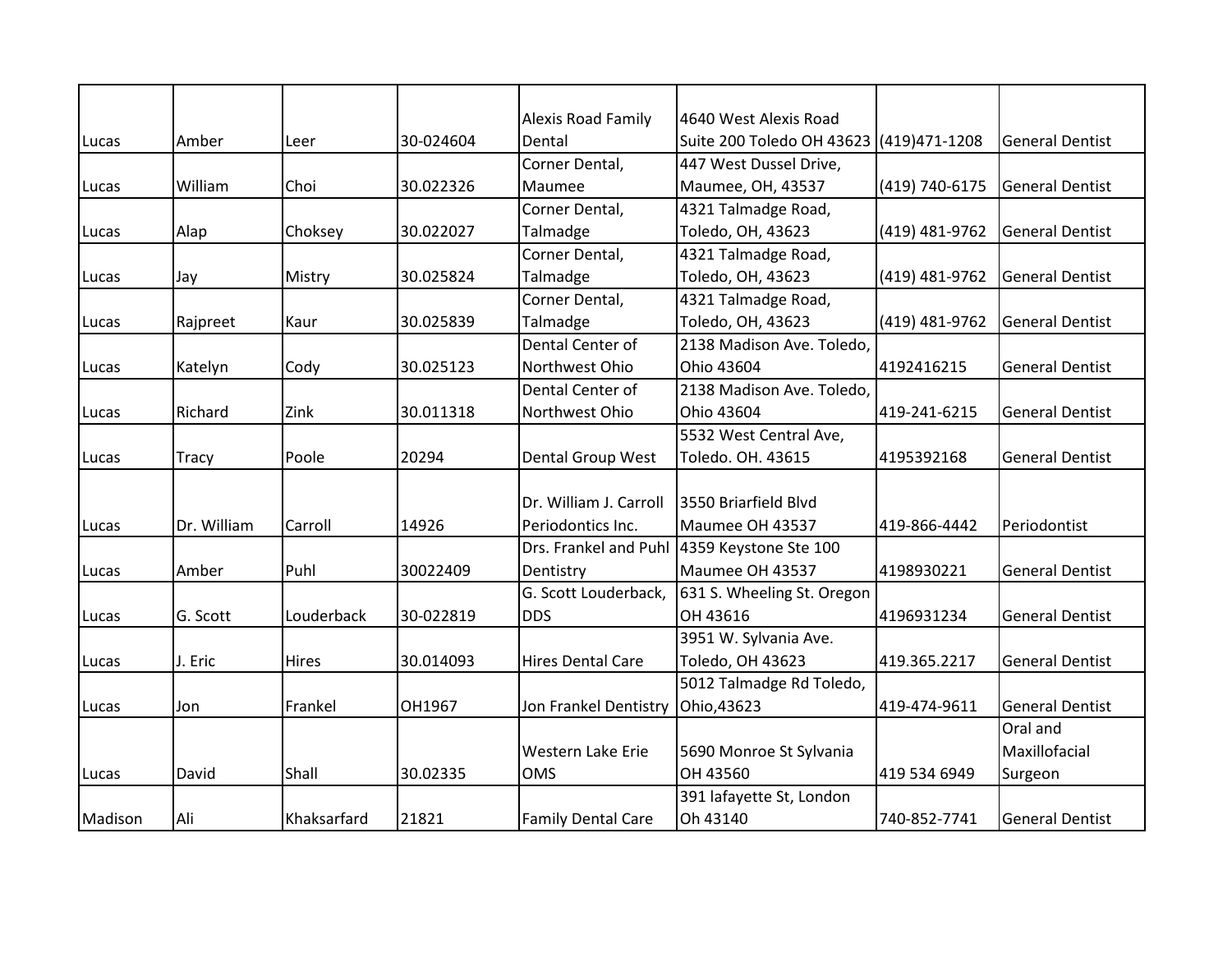| | | | | | | | |
|---|---|---|---|---|---|---|---|
| Lucas | Amber | Leer | 30-024604 | Alexis Road Family Dental | 4640 West Alexis Road Suite 200 Toledo OH 43623 | (419)471-1208 | General Dentist |
| Lucas | William | Choi | 30.022326 | Corner Dental, Maumee | 447 West Dussel Drive, Maumee, OH, 43537 | (419) 740-6175 | General Dentist |
| Lucas | Alap | Choksey | 30.022027 | Corner Dental, Talmadge | 4321 Talmadge Road, Toledo, OH, 43623 | (419) 481-9762 | General Dentist |
| Lucas | Jay | Mistry | 30.025824 | Corner Dental, Talmadge | 4321 Talmadge Road, Toledo, OH, 43623 | (419) 481-9762 | General Dentist |
| Lucas | Rajpreet | Kaur | 30.025839 | Corner Dental, Talmadge | 4321 Talmadge Road, Toledo, OH, 43623 | (419) 481-9762 | General Dentist |
| Lucas | Katelyn | Cody | 30.025123 | Dental Center of Northwest Ohio | 2138 Madison Ave. Toledo, Ohio 43604 | 4192416215 | General Dentist |
| Lucas | Richard | Zink | 30.011318 | Dental Center of Northwest Ohio | 2138 Madison Ave. Toledo, Ohio 43604 | 419-241-6215 | General Dentist |
| Lucas | Tracy | Poole | 20294 | Dental Group West | 5532 West Central Ave, Toledo. OH. 43615 | 4195392168 | General Dentist |
| Lucas | Dr. William | Carroll | 14926 | Dr. William J. Carroll Periodontics Inc. | 3550 Briarfield Blvd Maumee OH 43537 | 419-866-4442 | Periodontist |
| Lucas | Amber | Puhl | 30022409 | Drs. Frankel and Puhl Dentistry | 4359 Keystone Ste 100 Maumee OH 43537 | 4198930221 | General Dentist |
| Lucas | G. Scott | Louderback | 30-022819 | G. Scott Louderback, DDS | 631 S. Wheeling St. Oregon OH 43616 | 4196931234 | General Dentist |
| Lucas | J. Eric | Hires | 30.014093 | Hires Dental Care | 3951 W. Sylvania Ave. Toledo, OH 43623 | 419.365.2217 | General Dentist |
| Lucas | Jon | Frankel | OH1967 | Jon Frankel Dentistry | 5012 Talmadge Rd Toledo, Ohio,43623 | 419-474-9611 | General Dentist |
| Lucas | David | Shall | 30.02335 | Western Lake Erie OMS | 5690 Monroe St Sylvania OH 43560 | 419 534 6949 | Oral and Maxillofacial Surgeon |
| Madison | Ali | Khaksarfard | 21821 | Family Dental Care | 391 lafayette St, London Oh 43140 | 740-852-7741 | General Dentist |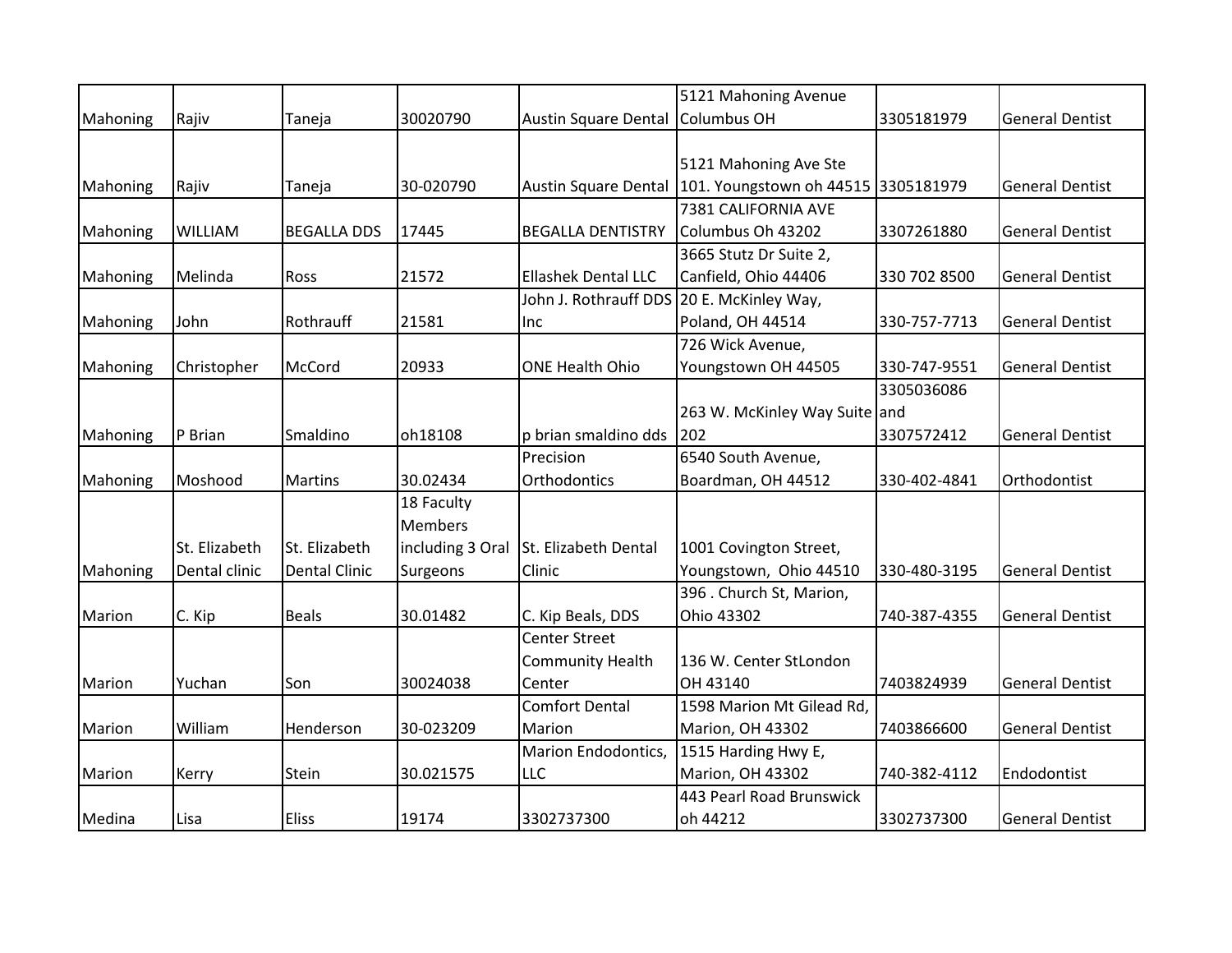| | | | | | | | |
|---|---|---|---|---|---|---|---|
| Mahoning | Rajiv | Taneja | 30020790 | Austin Square Dental | 5121 Mahoning Avenue Columbus OH | 3305181979 | General Dentist |
| Mahoning | Rajiv | Taneja | 30-020790 | Austin Square Dental | 5121 Mahoning Ave Ste 101. Youngstown oh 44515 | 3305181979 | General Dentist |
| Mahoning | WILLIAM | BEGALLA DDS | 17445 | BEGALLA DENTISTRY | 7381 CALIFORNIA AVE Columbus Oh 43202 | 3307261880 | General Dentist |
| Mahoning | Melinda | Ross | 21572 | Ellashek Dental LLC | 3665 Stutz Dr Suite 2, Canfield, Ohio 44406 | 330 702 8500 | General Dentist |
| Mahoning | John | Rothrauff | 21581 | John J. Rothrauff DDS Inc | 20 E. McKinley Way, Poland, OH 44514 | 330-757-7713 | General Dentist |
| Mahoning | Christopher | McCord | 20933 | ONE Health Ohio | 726 Wick Avenue, Youngstown OH 44505 | 330-747-9551 | General Dentist |
| Mahoning | P Brian | Smaldino | oh18108 | p brian smaldino dds | 263 W. McKinley Way Suite 202 | 3305036086 and 3307572412 | General Dentist |
| Mahoning | Moshood | Martins | 30.02434 | Precision Orthodontics | 6540 South Avenue, Boardman, OH 44512 | 330-402-4841 | Orthodontist |
| Mahoning | St. Elizabeth Dental clinic | St. Elizabeth Dental Clinic | 18 Faculty Members including 3 Oral Surgeons | St. Elizabeth Dental Clinic | 1001 Covington Street, Youngstown, Ohio 44510 | 330-480-3195 | General Dentist |
| Marion | C. Kip | Beals | 30.01482 | C. Kip Beals, DDS | 396 . Church St, Marion, Ohio 43302 | 740-387-4355 | General Dentist |
| Marion | Yuchan | Son | 30024038 | Center Street Community Health Center | 136 W. Center StLondon OH 43140 | 7403824939 | General Dentist |
| Marion | William | Henderson | 30-023209 | Comfort Dental Marion | 1598 Marion Mt Gilead Rd, Marion, OH 43302 | 7403866600 | General Dentist |
| Marion | Kerry | Stein | 30.021575 | Marion Endodontics, LLC | 1515 Harding Hwy E, Marion, OH 43302 | 740-382-4112 | Endodontist |
| Medina | Lisa | Eliss | 19174 | 3302737300 | 443 Pearl Road Brunswick oh 44212 | 3302737300 | General Dentist |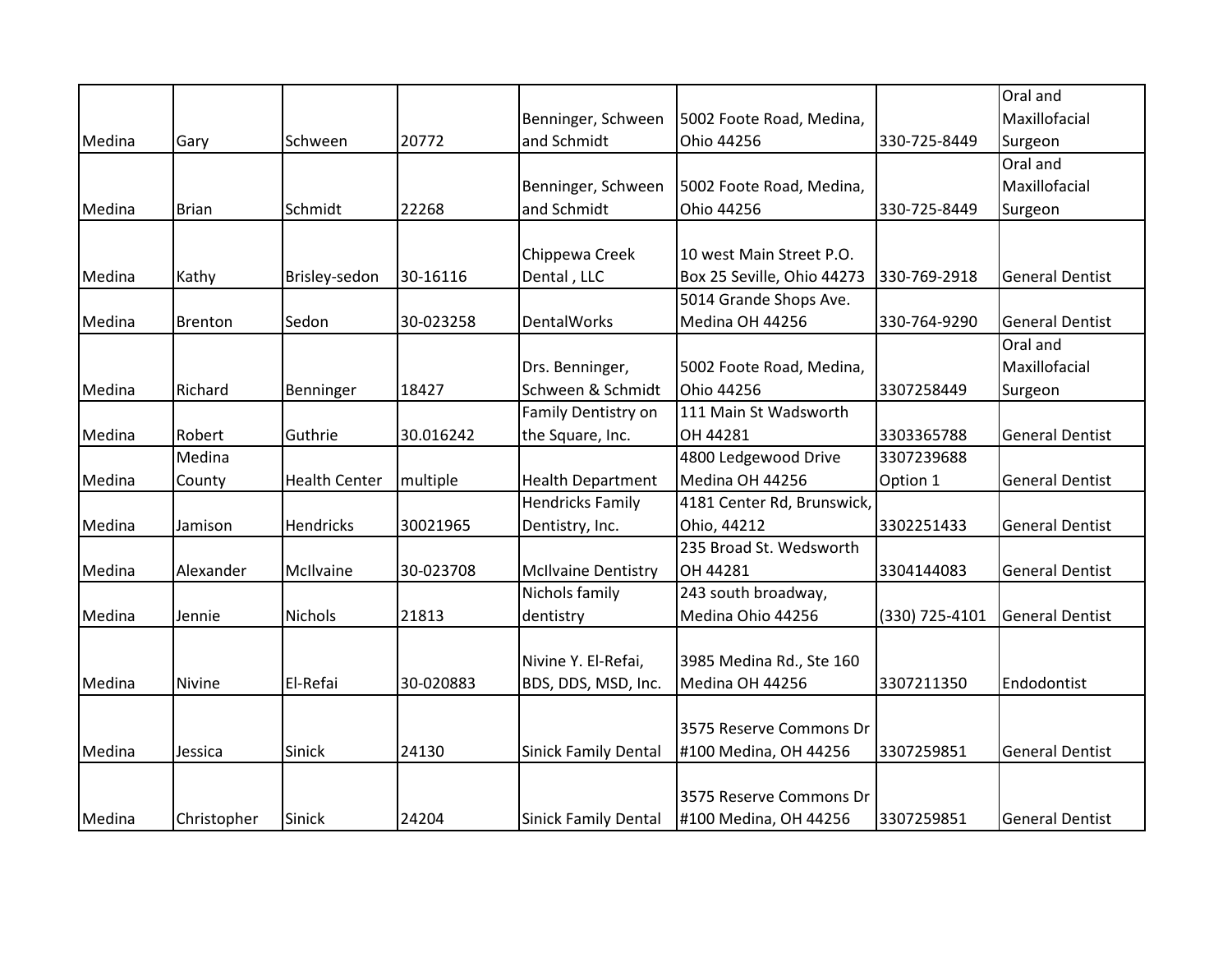| | | | | | | | |
|---|---|---|---|---|---|---|---|
| Medina | Gary | Schween | 20772 | Benninger, Schween and Schmidt | 5002 Foote Road, Medina, Ohio 44256 | 330-725-8449 | Oral and Maxillofacial Surgeon |
| Medina | Brian | Schmidt | 22268 | Benninger, Schween and Schmidt | 5002 Foote Road, Medina, Ohio 44256 | 330-725-8449 | Oral and Maxillofacial Surgeon |
| Medina | Kathy | Brisley-sedon | 30-16116 | Chippewa Creek Dental , LLC | 10 west Main Street P.O. Box 25 Seville, Ohio 44273 | 330-769-2918 | General Dentist |
| Medina | Brenton | Sedon | 30-023258 | DentalWorks | 5014 Grande Shops Ave. Medina OH 44256 | 330-764-9290 | General Dentist |
| Medina | Richard | Benninger | 18427 | Drs. Benninger, Schween & Schmidt | 5002 Foote Road, Medina, Ohio 44256 | 3307258449 | Oral and Maxillofacial Surgeon |
| Medina | Robert | Guthrie | 30.016242 | Family Dentistry on the Square, Inc. | 111 Main St Wadsworth OH 44281 | 3303365788 | General Dentist |
| Medina | Medina County | Health Center | multiple | Health Department | 4800 Ledgewood Drive Medina OH 44256 | 3307239688 Option 1 | General Dentist |
| Medina | Jamison | Hendricks | 30021965 | Hendricks Family Dentistry, Inc. | 4181 Center Rd, Brunswick, Ohio, 44212 | 3302251433 | General Dentist |
| Medina | Alexander | McIlvaine | 30-023708 | McIlvaine Dentistry | 235 Broad St. Wedsworth OH 44281 | 3304144083 | General Dentist |
| Medina | Jennie | Nichols | 21813 | Nichols family dentistry | 243 south broadway, Medina Ohio 44256 | (330) 725-4101 | General Dentist |
| Medina | Nivine | El-Refai | 30-020883 | Nivine Y. El-Refai, BDS, DDS, MSD, Inc. | 3985 Medina Rd., Ste 160 Medina OH 44256 | 3307211350 | Endodontist |
| Medina | Jessica | Sinick | 24130 | Sinick Family Dental | 3575 Reserve Commons Dr #100 Medina, OH 44256 | 3307259851 | General Dentist |
| Medina | Christopher | Sinick | 24204 | Sinick Family Dental | 3575 Reserve Commons Dr #100 Medina, OH 44256 | 3307259851 | General Dentist |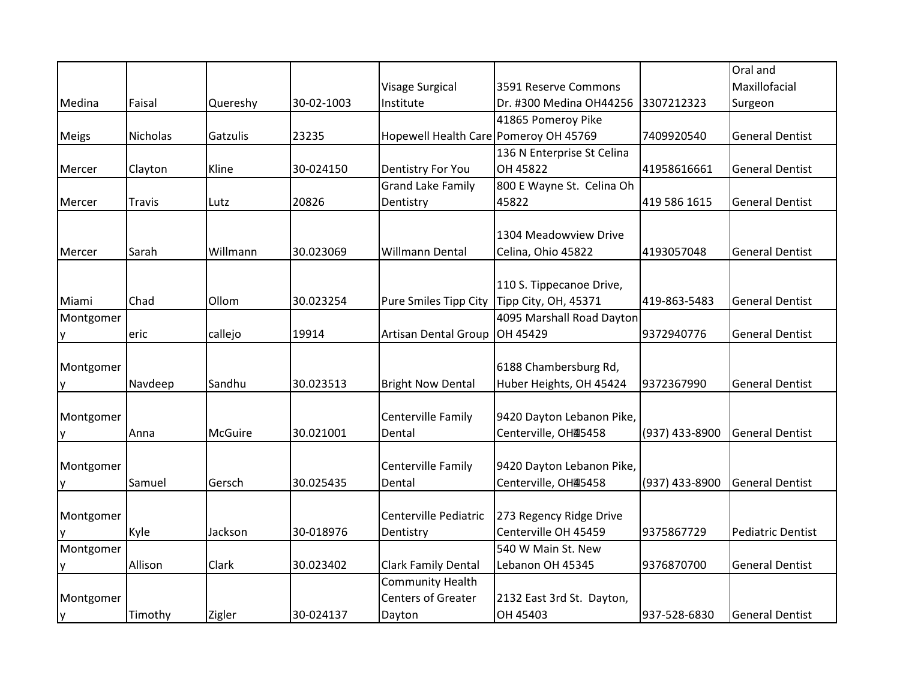| | | | | | | | |
|---|---|---|---|---|---|---|---|
| Medina | Faisal | Quereshy | 30-02-1003 | Visage Surgical Institute | 3591 Reserve Commons Dr. #300 Medina OH44256 | 3307212323 | Oral and Maxillofacial Surgeon |
| Meigs | Nicholas | Gatzulis | 23235 | Hopewell Health Care | 41865 Pomeroy Pike Pomeroy OH 45769 | 7409920540 | General Dentist |
| Mercer | Clayton | Kline | 30-024150 | Dentistry For You | 136 N Enterprise St Celina OH 45822 | 41958616661 | General Dentist |
| Mercer | Travis | Lutz | 20826 | Grand Lake Family Dentistry | 800 E Wayne St. Celina Oh 45822 | 419 586 1615 | General Dentist |
| Mercer | Sarah | Willmann | 30.023069 | Willmann Dental | 1304 Meadowview Drive Celina, Ohio 45822 | 4193057048 | General Dentist |
| Miami | Chad | Ollom | 30.023254 | Pure Smiles Tipp City | 110 S. Tippecanoe Drive, Tipp City, OH, 45371 | 419-863-5483 | General Dentist |
| Montgomery | eric | callejo | 19914 | Artisan Dental Group | 4095 Marshall Road Dayton OH 45429 | 9372940776 | General Dentist |
| Montgomery | Navdeep | Sandhu | 30.023513 | Bright Now Dental | 6188 Chambersburg Rd, Huber Heights, OH 45424 | 9372367990 | General Dentist |
| Montgomery | Anna | McGuire | 30.021001 | Centerville Family Dental | 9420 Dayton Lebanon Pike, Centerville, OH 45458 | (937) 433-8900 | General Dentist |
| Montgomery | Samuel | Gersch | 30.025435 | Centerville Family Dental | 9420 Dayton Lebanon Pike, Centerville, OH 45458 | (937) 433-8900 | General Dentist |
| Montgomery | Kyle | Jackson | 30-018976 | Centerville Pediatric Dentistry | 273 Regency Ridge Drive Centerville OH 45459 | 9375867729 | Pediatric Dentist |
| Montgomery | Allison | Clark | 30.023402 | Clark Family Dental | 540 W Main St. New Lebanon OH 45345 | 9376870700 | General Dentist |
| Montgomery | Timothy | Zigler | 30-024137 | Community Health Centers of Greater Dayton | 2132 East 3rd St. Dayton, OH 45403 | 937-528-6830 | General Dentist |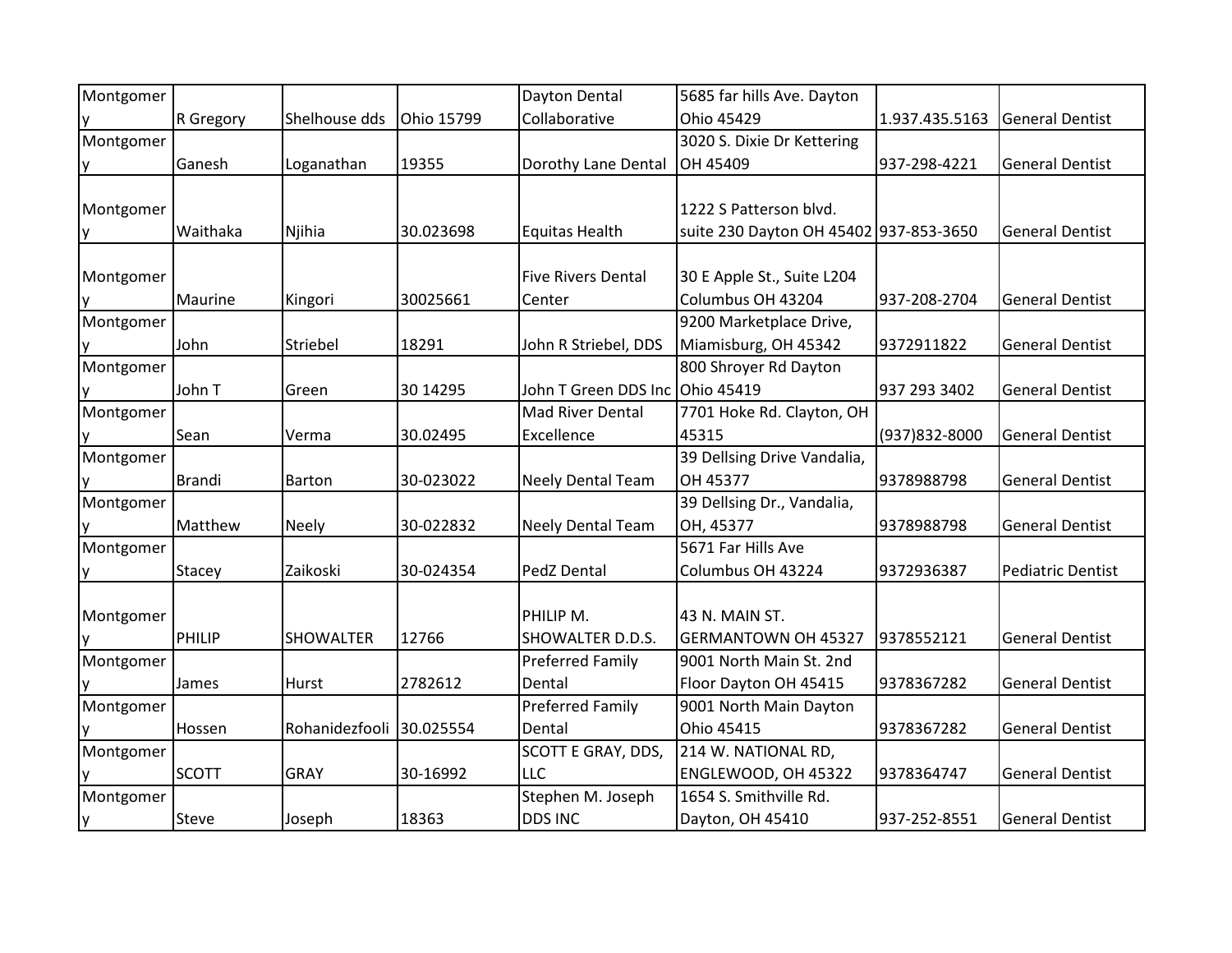| | | | | | | | |
|---|---|---|---|---|---|---|---|
| Montgomery | R Gregory | Shelhouse dds | Ohio 15799 | Dayton Dental Collaborative | 5685 far hills Ave. Dayton Ohio 45429 | 1.937.435.5163 | General Dentist |
| Montgomery | Ganesh | Loganathan | 19355 | Dorothy Lane Dental | 3020 S. Dixie Dr Kettering OH 45409 | 937-298-4221 | General Dentist |
| Montgomery | Waithaka | Njihia | 30.023698 | Equitas Health | 1222 S Patterson blvd. suite 230 Dayton OH 45402 | 937-853-3650 | General Dentist |
| Montgomery | Maurine | Kingori | 30025661 | Five Rivers Dental Center | 30 E Apple St., Suite L204 Columbus OH 43204 | 937-208-2704 | General Dentist |
| Montgomery | John | Striebel | 18291 | John R Striebel, DDS | 9200 Marketplace Drive, Miamisburg, OH 45342 | 9372911822 | General Dentist |
| Montgomery | John T | Green | 30 14295 | John T Green DDS Inc | 800 Shroyer Rd Dayton Ohio 45419 | 937 293 3402 | General Dentist |
| Montgomery | Sean | Verma | 30.02495 | Mad River Dental Excellence | 7701 Hoke Rd. Clayton, OH 45315 | (937)832-8000 | General Dentist |
| Montgomery | Brandi | Barton | 30-023022 | Neely Dental Team | 39 Dellsing Drive Vandalia, OH 45377 | 9378988798 | General Dentist |
| Montgomery | Matthew | Neely | 30-022832 | Neely Dental Team | 39 Dellsing Dr., Vandalia, OH, 45377 | 9378988798 | General Dentist |
| Montgomery | Stacey | Zaikoski | 30-024354 | PedZ Dental | 5671 Far Hills Ave Columbus OH 43224 | 9372936387 | Pediatric Dentist |
| Montgomery | PHILIP | SHOWALTER | 12766 | PHILIP M. SHOWALTER D.D.S. | 43 N. MAIN ST. GERMANTOWN OH 45327 | 9378552121 | General Dentist |
| Montgomery | James | Hurst | 2782612 | Preferred Family Dental | 9001 North Main St. 2nd Floor Dayton OH 45415 | 9378367282 | General Dentist |
| Montgomery | Hossen | Rohanidezfooli | 30.025554 | Preferred Family Dental | 9001 North Main Dayton Ohio 45415 | 9378367282 | General Dentist |
| Montgomery | SCOTT | GRAY | 30-16992 | SCOTT E GRAY, DDS, LLC | 214 W. NATIONAL RD, ENGLEWOOD, OH 45322 | 9378364747 | General Dentist |
| Montgomery | Steve | Joseph | 18363 | Stephen M. Joseph DDS INC | 1654 S. Smithville Rd. Dayton, OH 45410 | 937-252-8551 | General Dentist |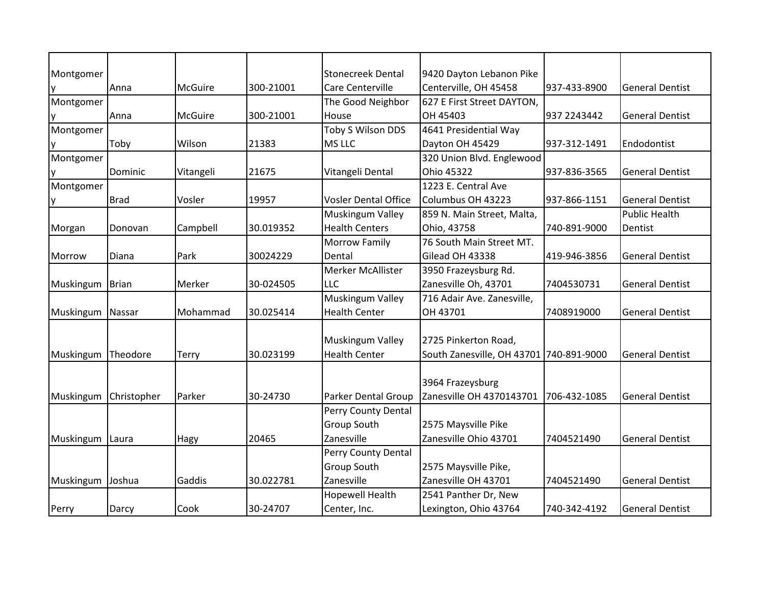| | | | | | | | |
|---|---|---|---|---|---|---|---|
| Montgomery | Anna | McGuire | 300-21001 | Stonecreek Dental Care Centerville | 9420 Dayton Lebanon Pike Centerville, OH 45458 | 937-433-8900 | General Dentist |
| Montgomery | Anna | McGuire | 300-21001 | The Good Neighbor House | 627 E First Street DAYTON, OH 45403 | 937 2243442 | General Dentist |
| Montgomery | Toby | Wilson | 21383 | Toby S Wilson DDS MS LLC | 4641 Presidential Way Dayton OH 45429 | 937-312-1491 | Endodontist |
| Montgomery | Dominic | Vitangeli | 21675 | Vitangeli Dental | 320 Union Blvd. Englewood Ohio 45322 | 937-836-3565 | General Dentist |
| Montgomery | Brad | Vosler | 19957 | Vosler Dental Office | 1223 E. Central Ave Columbus OH 43223 | 937-866-1151 | General Dentist |
| Morgan | Donovan | Campbell | 30.019352 | Muskingum Valley Health Centers | 859 N. Main Street, Malta, Ohio, 43758 | 740-891-9000 | Public Health Dentist |
| Morrow | Diana | Park | 30024229 | Morrow Family Dental | 76 South Main Street MT. Gilead OH 43338 | 419-946-3856 | General Dentist |
| Muskingum | Brian | Merker | 30-024505 | Merker McAllister LLC | 3950 Frazeysburg Rd. Zanesville Oh, 43701 | 7404530731 | General Dentist |
| Muskingum | Nassar | Mohammad | 30.025414 | Muskingum Valley Health Center | 716 Adair Ave. Zanesville, OH 43701 | 7408919000 | General Dentist |
| Muskingum | Theodore | Terry | 30.023199 | Muskingum Valley Health Center | 2725 Pinkerton Road, South Zanesville, OH 43701 | 740-891-9000 | General Dentist |
| Muskingum | Christopher | Parker | 30-24730 | Parker Dental Group | 3964 Frazeysburg Zanesville OH 4370143701 | 706-432-1085 | General Dentist |
| Muskingum | Laura | Hagy | 20465 | Perry County Dental Group South Zanesville | 2575 Maysville Pike Zanesville Ohio 43701 | 7404521490 | General Dentist |
| Muskingum | Joshua | Gaddis | 30.022781 | Perry County Dental Group South Zanesville | 2575 Maysville Pike, Zanesville OH 43701 | 7404521490 | General Dentist |
| Perry | Darcy | Cook | 30-24707 | Hopewell Health Center, Inc. | 2541 Panther Dr, New Lexington, Ohio 43764 | 740-342-4192 | General Dentist |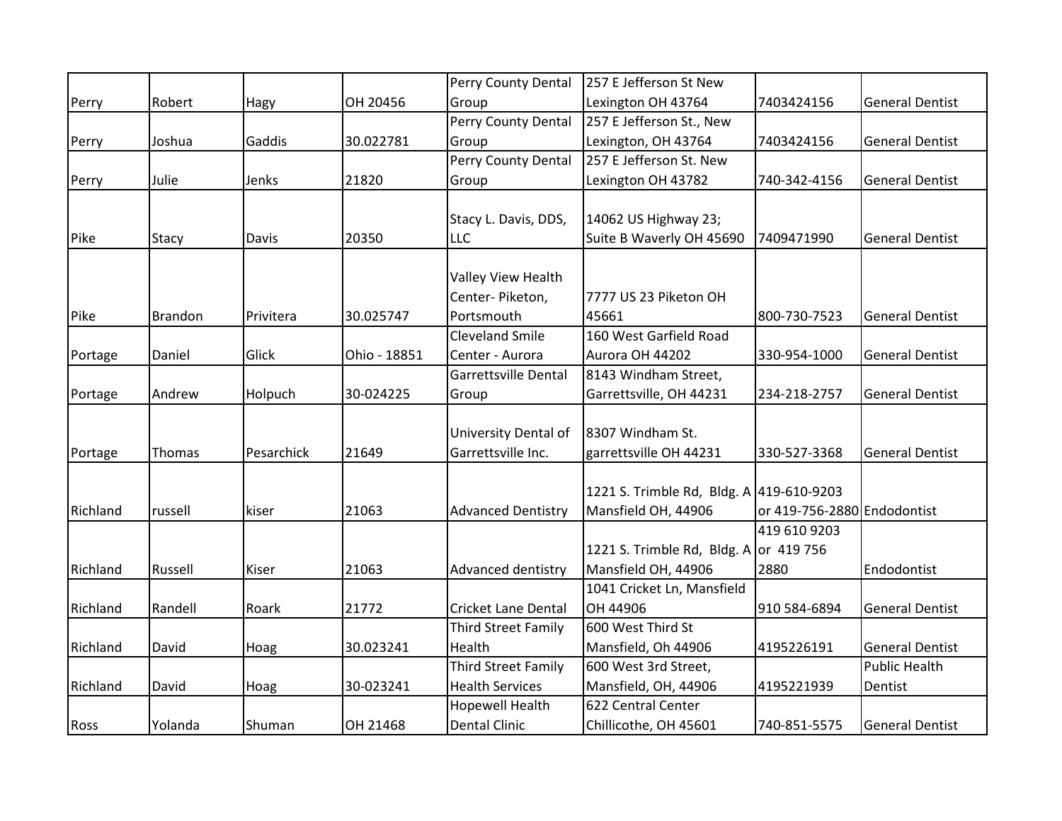| Perry | Robert | Hagy | OH 20456 | Perry County Dental Group | 257 E Jefferson St New Lexington OH 43764 | 7403424156 | General Dentist |
|---|---|---|---|---|---|---|---|
| Perry | Joshua | Gaddis | 30.022781 | Perry County Dental Group | 257 E Jefferson St., New Lexington, OH 43764 | 7403424156 | General Dentist |
| Perry | Julie | Jenks | 21820 | Perry County Dental Group | 257 E Jefferson St. New Lexington OH 43782 | 740-342-4156 | General Dentist |
| Pike | Stacy | Davis | 20350 | Stacy L. Davis, DDS, LLC | 14062 US Highway 23; Suite B Waverly OH 45690 | 7409471990 | General Dentist |
| Pike | Brandon | Privitera | 30.025747 | Valley View Health Center- Piketon, Portsmouth | 7777 US 23 Piketon OH 45661 | 800-730-7523 | General Dentist |
| Portage | Daniel | Glick | Ohio - 18851 | Cleveland Smile Center - Aurora | 160 West Garfield Road Aurora OH 44202 | 330-954-1000 | General Dentist |
| Portage | Andrew | Holpuch | 30-024225 | Garrettsville Dental Group | 8143 Windham Street, Garrettsville, OH 44231 | 234-218-2757 | General Dentist |
| Portage | Thomas | Pesarchick | 21649 | University Dental of Garrettsville Inc. | 8307 Windham St. garrettsville OH 44231 | 330-527-3368 | General Dentist |
| Richland | russell | kiser | 21063 | Advanced Dentistry | 1221 S. Trimble Rd, Bldg. A Mansfield OH, 44906 | 419-610-9203 or 419-756-2880 | Endodontist |
| Richland | Russell | Kiser | 21063 | Advanced dentistry | 1221 S. Trimble Rd, Bldg. A Mansfield OH, 44906 | 419 610 9203 or 419 756 2880 | Endodontist |
| Richland | Randell | Roark | 21772 | Cricket Lane Dental | 1041 Cricket Ln, Mansfield OH 44906 | 910 584-6894 | General Dentist |
| Richland | David | Hoag | 30.023241 | Third Street Family Health | 600 West Third St Mansfield, Oh 44906 | 4195226191 | General Dentist |
| Richland | David | Hoag | 30-023241 | Third Street Family Health Services | 600 West 3rd Street, Mansfield, OH, 44906 | 4195221939 | Public Health Dentist |
| Ross | Yolanda | Shuman | OH 21468 | Hopewell Health Dental Clinic | 622 Central Center Chillicothe, OH 45601 | 740-851-5575 | General Dentist |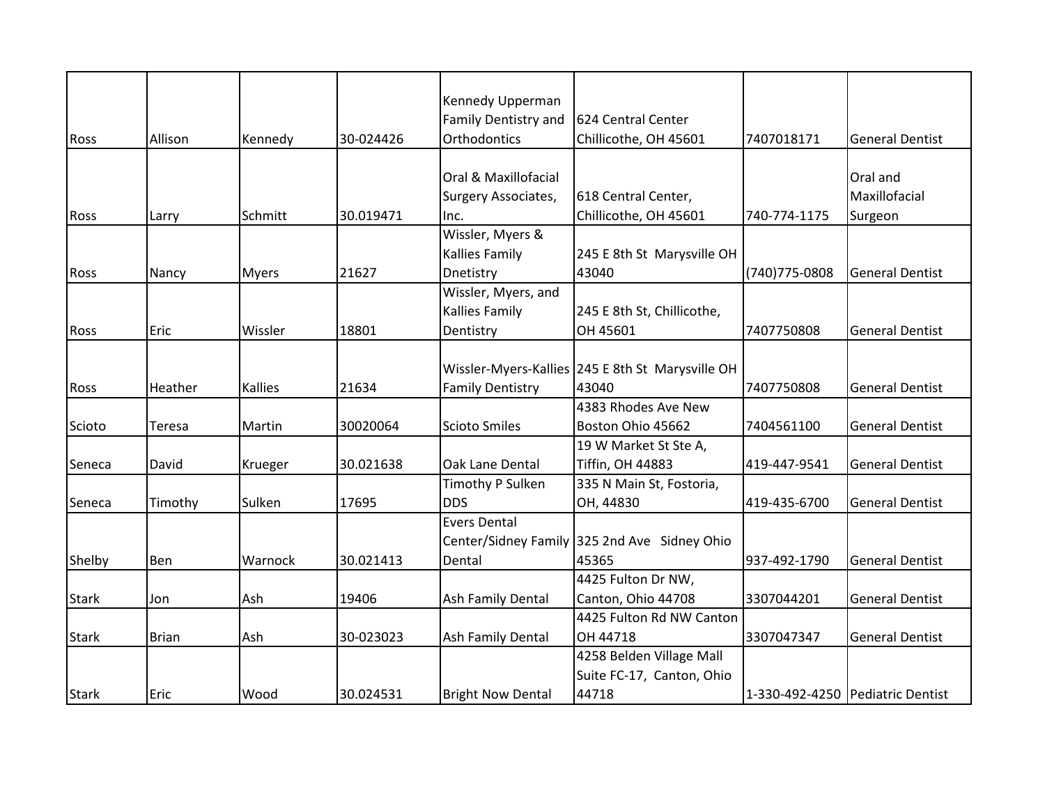| | | | | | | | |
|---|---|---|---|---|---|---|---|
| Ross | Allison | Kennedy | 30-024426 | Kennedy Upperman Family Dentistry and Orthodontics | 624 Central Center Chillicothe, OH 45601 | 7407018171 | General Dentist |
| Ross | Larry | Schmitt | 30.019471 | Oral & Maxillofacial Surgery Associates, Inc. | 618 Central Center, Chillicothe, OH 45601 | 740-774-1175 | Oral and Maxillofacial Surgeon |
| Ross | Nancy | Myers | 21627 | Wissler, Myers & Kallies Family Dnetistry | 245 E 8th St Marysville OH 43040 | (740)775-0808 | General Dentist |
| Ross | Eric | Wissler | 18801 | Wissler, Myers, and Kallies Family Dentistry | 245 E 8th St, Chillicothe, OH 45601 | 7407750808 | General Dentist |
| Ross | Heather | Kallies | 21634 | Wissler-Myers-Kallies Family Dentistry | 245 E 8th St Marysville OH 43040 | 7407750808 | General Dentist |
| Scioto | Teresa | Martin | 30020064 | Scioto Smiles | 4383 Rhodes Ave New Boston Ohio 45662 | 7404561100 | General Dentist |
| Seneca | David | Krueger | 30.021638 | Oak Lane Dental | 19 W Market St Ste A, Tiffin, OH 44883 | 419-447-9541 | General Dentist |
| Seneca | Timothy | Sulken | 17695 | Timothy P Sulken DDS | 335 N Main St, Fostoria, OH, 44830 | 419-435-6700 | General Dentist |
| Shelby | Ben | Warnock | 30.021413 | Evers Dental Center/Sidney Family Dental | 325 2nd Ave Sidney Ohio 45365 | 937-492-1790 | General Dentist |
| Stark | Jon | Ash | 19406 | Ash Family Dental | 4425 Fulton Dr NW, Canton, Ohio 44708 | 3307044201 | General Dentist |
| Stark | Brian | Ash | 30-023023 | Ash Family Dental | 4425 Fulton Rd NW Canton OH 44718 | 3307047347 | General Dentist |
| Stark | Eric | Wood | 30.024531 | Bright Now Dental | 4258 Belden Village Mall Suite FC-17, Canton, Ohio 44718 | 1-330-492-4250 | Pediatric Dentist |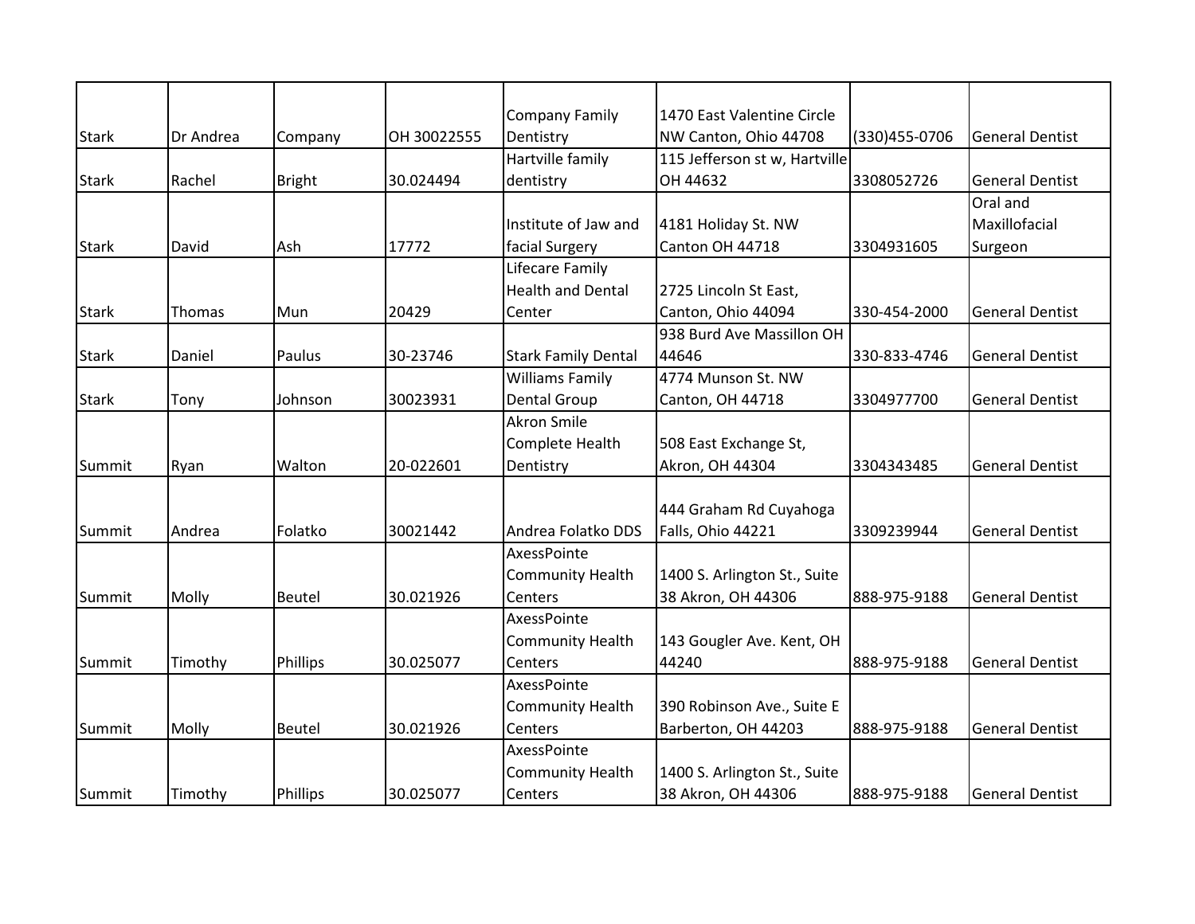| Stark | Dr Andrea | Company | OH 30022555 | Company Family Dentistry | 1470 East Valentine Circle NW Canton, Ohio 44708 | (330)455-0706 | General Dentist |
|---|---|---|---|---|---|---|---|
| Stark | Rachel | Bright | 30.024494 | Hartville family dentistry | 115 Jefferson st w, Hartville OH 44632 | 3308052726 | General Dentist |
| Stark | David | Ash | 17772 | Institute of Jaw and facial Surgery | 4181 Holiday St. NW Canton OH 44718 | 3304931605 | Oral and Maxillofacial Surgeon |
| Stark | Thomas | Mun | 20429 | Lifecare Family Health and Dental Center | 2725 Lincoln St East, Canton, Ohio 44094 | 330-454-2000 | General Dentist |
| Stark | Daniel | Paulus | 30-23746 | Stark Family Dental | 938 Burd Ave Massillon OH 44646 | 330-833-4746 | General Dentist |
| Stark | Tony | Johnson | 30023931 | Williams Family Dental Group | 4774 Munson St. NW Canton, OH 44718 | 3304977700 | General Dentist |
| Summit | Ryan | Walton | 20-022601 | Akron Smile Complete Health Dentistry | 508 East Exchange St, Akron, OH 44304 | 3304343485 | General Dentist |
| Summit | Andrea | Folatko | 30021442 | Andrea Folatko DDS | 444 Graham Rd Cuyahoga Falls, Ohio 44221 | 3309239944 | General Dentist |
| Summit | Molly | Beutel | 30.021926 | AxessPointe Community Health Centers | 1400 S. Arlington St., Suite 38 Akron, OH 44306 | 888-975-9188 | General Dentist |
| Summit | Timothy | Phillips | 30.025077 | AxessPointe Community Health Centers | 143 Gougler Ave. Kent, OH 44240 | 888-975-9188 | General Dentist |
| Summit | Molly | Beutel | 30.021926 | AxessPointe Community Health Centers | 390 Robinson Ave., Suite E Barberton, OH 44203 | 888-975-9188 | General Dentist |
| Summit | Timothy | Phillips | 30.025077 | AxessPointe Community Health Centers | 1400 S. Arlington St., Suite 38 Akron, OH 44306 | 888-975-9188 | General Dentist |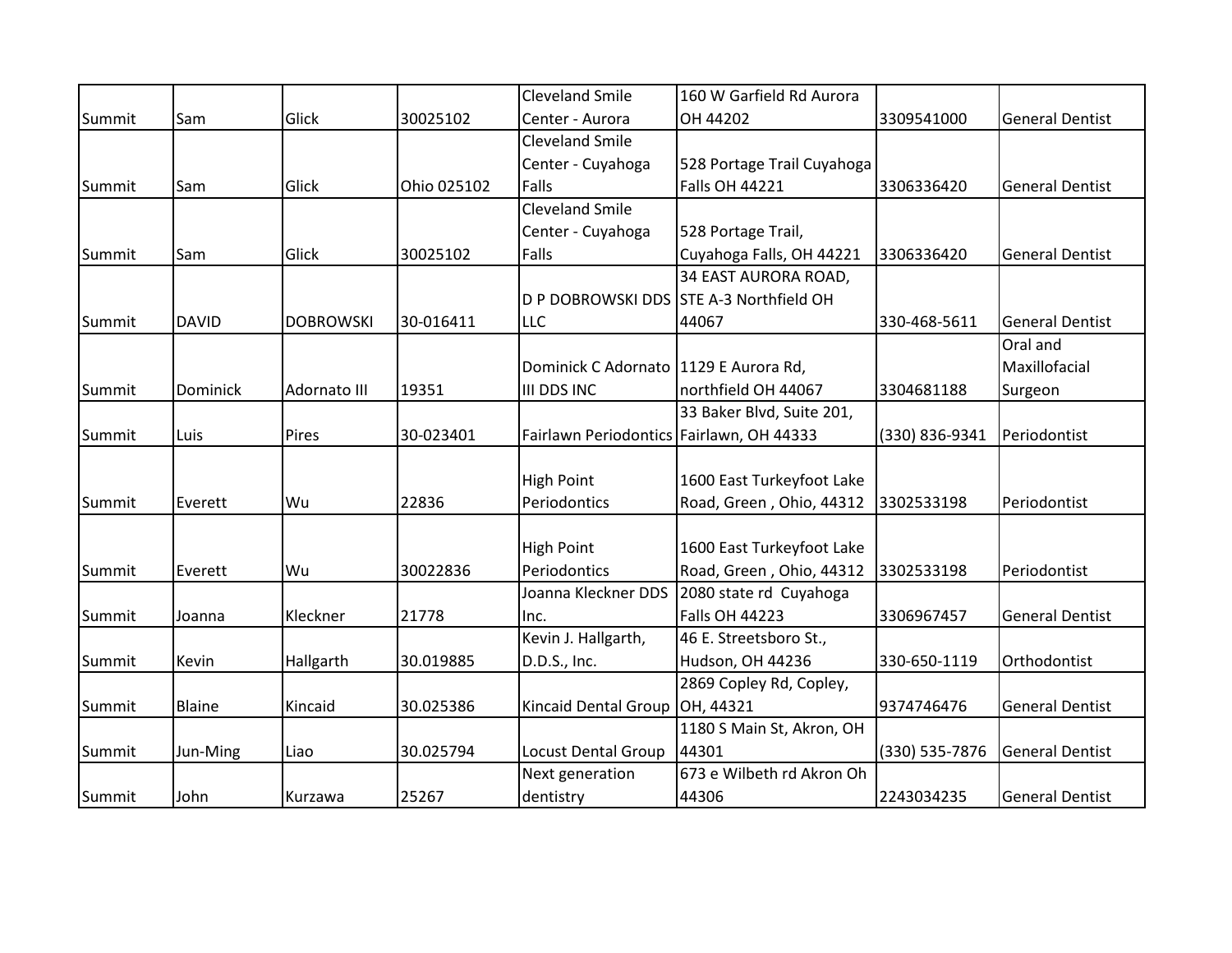| | | | | | | | |
|---|---|---|---|---|---|---|---|
| Summit | Sam | Glick | 30025102 | Cleveland Smile Center - Aurora | 160 W Garfield Rd Aurora OH 44202 | 3309541000 | General Dentist |
| Summit | Sam | Glick | Ohio 025102 | Cleveland Smile Center - Cuyahoga Falls | 528 Portage Trail Cuyahoga Falls OH 44221 | 3306336420 | General Dentist |
| Summit | Sam | Glick | 30025102 | Cleveland Smile Center - Cuyahoga Falls | 528 Portage Trail, Cuyahoga Falls, OH 44221 | 3306336420 | General Dentist |
| Summit | DAVID | DOBROWSKI | 30-016411 | D P DOBROWSKI DDS LLC | 34 EAST AURORA ROAD, STE A-3 Northfield OH 44067 | 330-468-5611 | General Dentist |
| Summit | Dominick | Adornato III | 19351 | Dominick C Adornato III DDS INC | 1129 E Aurora Rd, northfield OH 44067 | 3304681188 | Oral and Maxillofacial Surgeon |
| Summit | Luis | Pires | 30-023401 | Fairlawn Periodontics | 33 Baker Blvd, Suite 201, Fairlawn, OH 44333 | (330) 836-9341 | Periodontist |
| Summit | Everett | Wu | 22836 | High Point Periodontics | 1600 East Turkeyfoot Lake Road, Green , Ohio, 44312 | 3302533198 | Periodontist |
| Summit | Everett | Wu | 30022836 | High Point Periodontics | 1600 East Turkeyfoot Lake Road, Green , Ohio, 44312 | 3302533198 | Periodontist |
| Summit | Joanna | Kleckner | 21778 | Joanna Kleckner DDS Inc. | 2080 state rd Cuyahoga Falls OH 44223 | 3306967457 | General Dentist |
| Summit | Kevin | Hallgarth | 30.019885 | Kevin J. Hallgarth, D.D.S., Inc. | 46 E. Streetsboro St., Hudson, OH 44236 | 330-650-1119 | Orthodontist |
| Summit | Blaine | Kincaid | 30.025386 | Kincaid Dental Group | 2869 Copley Rd, Copley, OH, 44321 | 9374746476 | General Dentist |
| Summit | Jun-Ming | Liao | 30.025794 | Locust Dental Group | 1180 S Main St, Akron, OH 44301 | (330) 535-7876 | General Dentist |
| Summit | John | Kurzawa | 25267 | Next generation dentistry | 673 e Wilbeth rd Akron Oh 44306 | 2243034235 | General Dentist |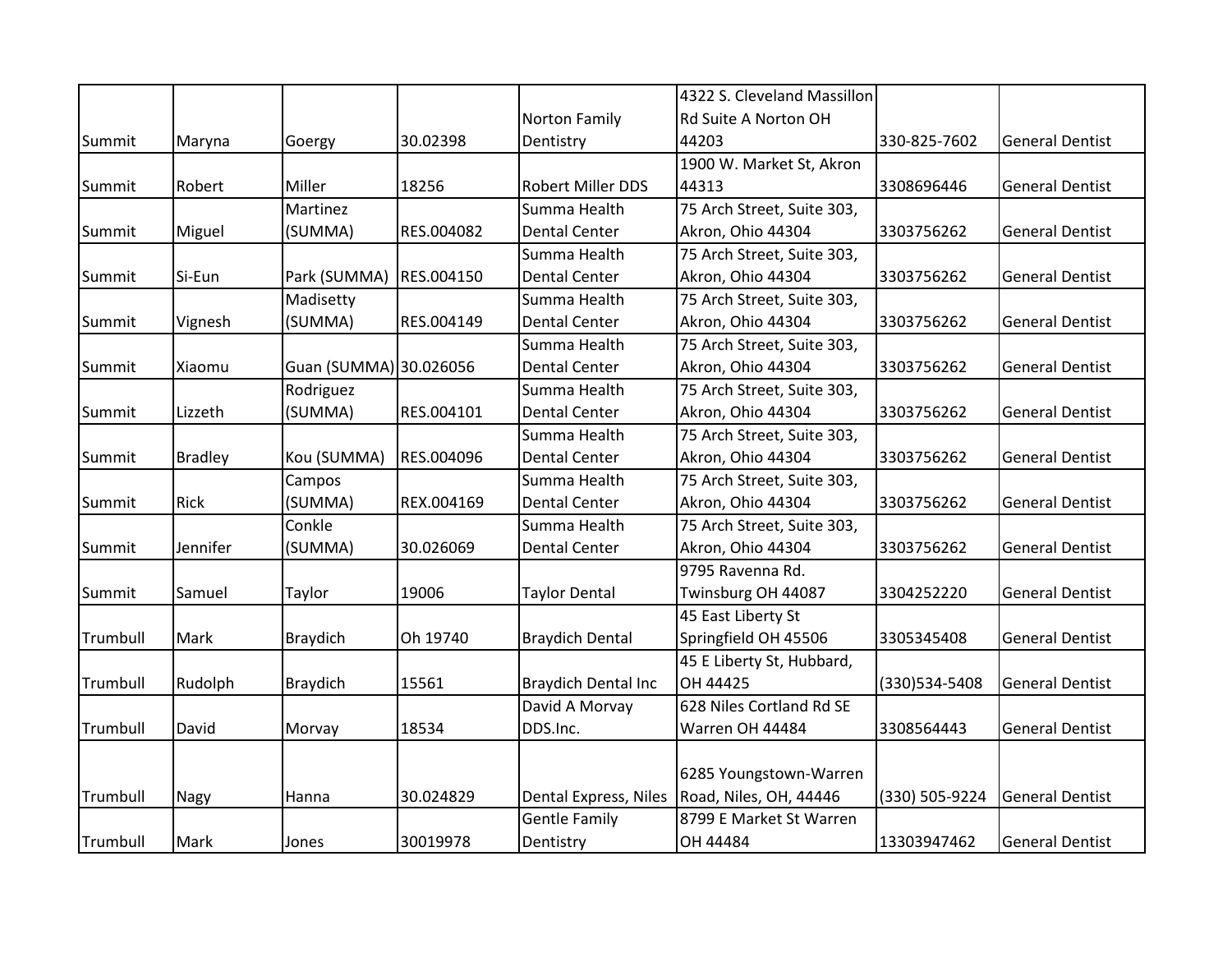| | | | | | | | |
|---|---|---|---|---|---|---|---|
| Summit | Maryna | Goergy | 30.02398 | Norton Family Dentistry | 4322 S. Cleveland Massillon Rd Suite A Norton OH 44203 | 330-825-7602 | General Dentist |
| Summit | Robert | Miller | 18256 | Robert Miller DDS | 1900 W. Market St, Akron 44313 | 3308696446 | General Dentist |
| Summit | Miguel | Martinez (SUMMA) | RES.004082 | Summa Health Dental Center | 75 Arch Street, Suite 303, Akron, Ohio 44304 | 3303756262 | General Dentist |
| Summit | Si-Eun | Park (SUMMA) | RES.004150 | Summa Health Dental Center | 75 Arch Street, Suite 303, Akron, Ohio 44304 | 3303756262 | General Dentist |
| Summit | Vignesh | Madisetty (SUMMA) | RES.004149 | Summa Health Dental Center | 75 Arch Street, Suite 303, Akron, Ohio 44304 | 3303756262 | General Dentist |
| Summit | Xiaomu | Guan (SUMMA) | 30.026056 | Summa Health Dental Center | 75 Arch Street, Suite 303, Akron, Ohio 44304 | 3303756262 | General Dentist |
| Summit | Lizzeth | Rodriguez (SUMMA) | RES.004101 | Summa Health Dental Center | 75 Arch Street, Suite 303, Akron, Ohio 44304 | 3303756262 | General Dentist |
| Summit | Bradley | Kou (SUMMA) | RES.004096 | Summa Health Dental Center | 75 Arch Street, Suite 303, Akron, Ohio 44304 | 3303756262 | General Dentist |
| Summit | Rick | Campos (SUMMA) | REX.004169 | Summa Health Dental Center | 75 Arch Street, Suite 303, Akron, Ohio 44304 | 3303756262 | General Dentist |
| Summit | Jennifer | Conkle (SUMMA) | 30.026069 | Summa Health Dental Center | 75 Arch Street, Suite 303, Akron, Ohio 44304 | 3303756262 | General Dentist |
| Summit | Samuel | Taylor | 19006 | Taylor Dental | 9795 Ravenna Rd. Twinsburg OH 44087 | 3304252220 | General Dentist |
| Trumbull | Mark | Braydich | Oh 19740 | Braydich Dental | 45 East Liberty St Springfield OH 45506 | 3305345408 | General Dentist |
| Trumbull | Rudolph | Braydich | 15561 | Braydich Dental Inc | 45 E Liberty St, Hubbard, OH 44425 | (330)534-5408 | General Dentist |
| Trumbull | David | Morvay | 18534 | David A Morvay DDS.Inc. | 628 Niles Cortland Rd SE Warren OH 44484 | 3308564443 | General Dentist |
| Trumbull | Nagy | Hanna | 30.024829 | Dental Express, Niles | 6285 Youngstown-Warren Road, Niles, OH, 44446 | (330) 505-9224 | General Dentist |
| Trumbull | Mark | Jones | 30019978 | Gentle Family Dentistry | 8799 E Market St Warren OH 44484 | 13303947462 | General Dentist |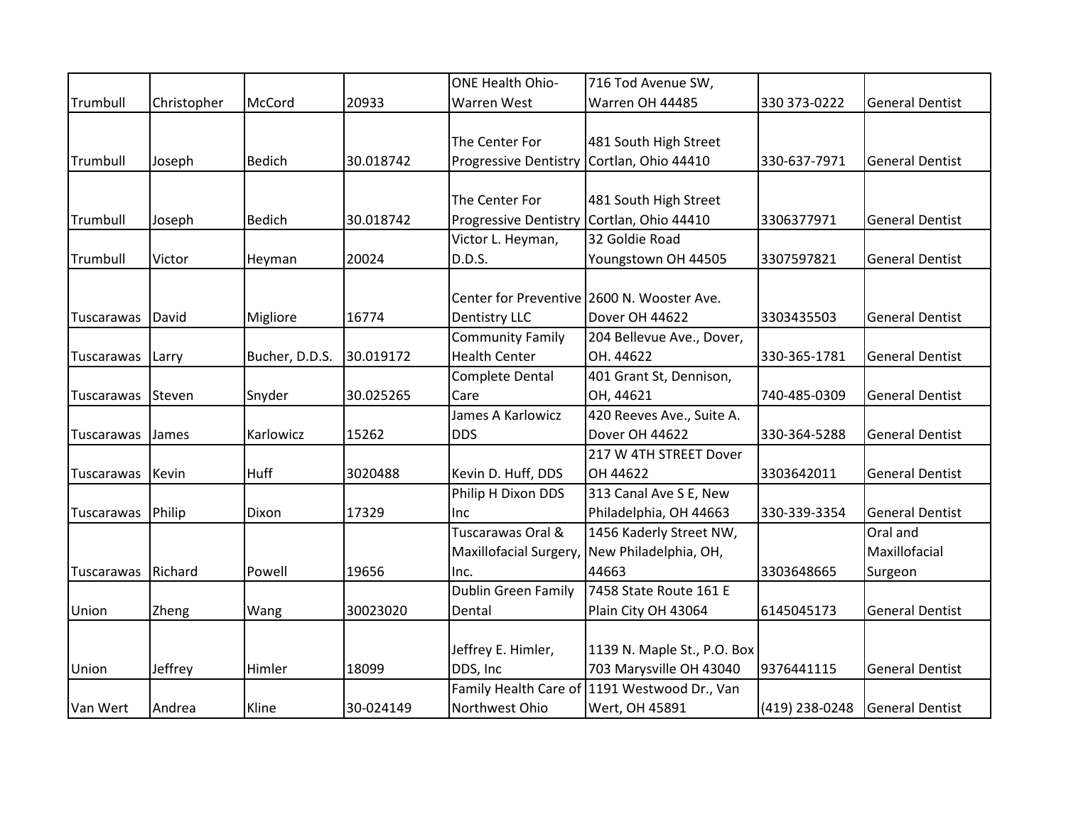| | | | | | | | |
|---|---|---|---|---|---|---|---|
| Trumbull | Christopher | McCord | 20933 | ONE Health Ohio- Warren West | 716 Tod Avenue SW, Warren OH 44485 | 330 373-0222 | General Dentist |
| Trumbull | Joseph | Bedich | 30.018742 | The Center For Progressive Dentistry | 481 South High Street Cortlan, Ohio 44410 | 330-637-7971 | General Dentist |
| Trumbull | Joseph | Bedich | 30.018742 | The Center For Progressive Dentistry | 481 South High Street Cortlan, Ohio 44410 | 3306377971 | General Dentist |
| Trumbull | Victor | Heyman | 20024 | Victor L. Heyman, D.D.S. | 32 Goldie Road Youngstown OH 44505 | 3307597821 | General Dentist |
| Tuscarawas | David | Migliore | 16774 | Center for Preventive Dentistry LLC | 2600 N. Wooster Ave. Dover OH 44622 | 3303435503 | General Dentist |
| Tuscarawas | Larry | Bucher, D.D.S. | 30.019172 | Community Family Health Center | 204 Bellevue Ave., Dover, OH. 44622 | 330-365-1781 | General Dentist |
| Tuscarawas | Steven | Snyder | 30.025265 | Complete Dental Care | 401 Grant St, Dennison, OH, 44621 | 740-485-0309 | General Dentist |
| Tuscarawas | James | Karlowicz | 15262 | James A Karlowicz DDS | 420 Reeves Ave., Suite A. Dover OH 44622 | 330-364-5288 | General Dentist |
| Tuscarawas | Kevin | Huff | 3020488 | Kevin D. Huff, DDS | 217 W 4TH STREET Dover OH 44622 | 3303642011 | General Dentist |
| Tuscarawas | Philip | Dixon | 17329 | Philip H Dixon DDS Inc | 313 Canal Ave S E, New Philadelphia, OH 44663 | 330-339-3354 | General Dentist |
| Tuscarawas | Richard | Powell | 19656 | Tuscarawas Oral & Maxillofacial Surgery, Inc. | 1456 Kaderly Street NW, New Philadelphia, OH, 44663 | 3303648665 | Oral and Maxillofacial Surgeon |
| Union | Zheng | Wang | 30023020 | Dublin Green Family Dental | 7458 State Route 161 E Plain City OH 43064 | 6145045173 | General Dentist |
| Union | Jeffrey | Himler | 18099 | Jeffrey E. Himler, DDS, Inc | 1139 N. Maple St., P.O. Box 703 Marysville OH 43040 | 9376441115 | General Dentist |
| Van Wert | Andrea | Kline | 30-024149 | Family Health Care of Northwest Ohio | 1191 Westwood Dr., Van Wert, OH 45891 | (419) 238-0248 | General Dentist |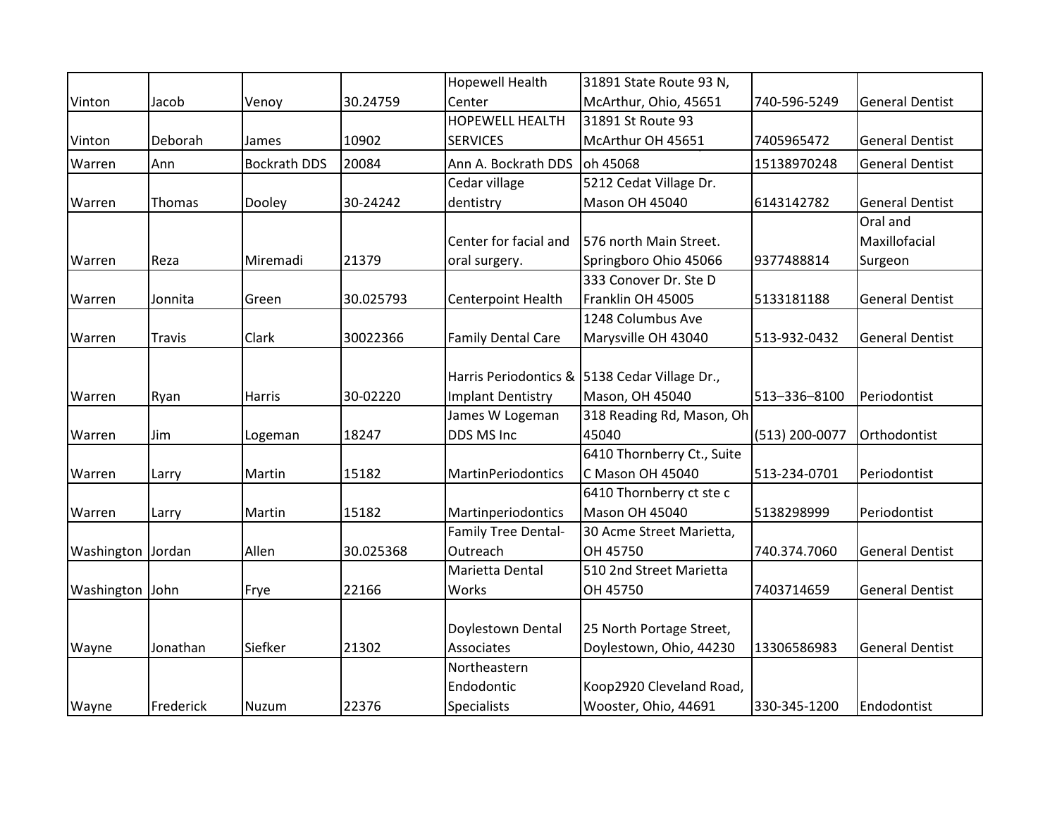| Vinton | Jacob | Venoy | 30.24759 | Hopewell Health Center | 31891 State Route 93 N, McArthur, Ohio, 45651 | 740-596-5249 | General Dentist |
|---|---|---|---|---|---|---|---|
| Vinton | Deborah | James | 10902 | HOPEWELL HEALTH SERVICES | 31891 St Route 93 McArthur OH 45651 | 7405965472 | General Dentist |
| Warren | Ann | Bockrath DDS | 20084 | Ann A. Bockrath DDS | oh 45068 | 15138970248 | General Dentist |
| Warren | Thomas | Dooley | 30-24242 | Cedar village dentistry | 5212 Cedat Village Dr. Mason OH 45040 | 6143142782 | General Dentist |
| Warren | Reza | Miremadi | 21379 | Center for facial and oral surgery. | 576 north Main Street. Springboro Ohio 45066 | 9377488814 | Oral and Maxillofacial Surgeon |
| Warren | Jonnita | Green | 30.025793 | Centerpoint Health | 333 Conover Dr. Ste D Franklin OH 45005 | 5133181188 | General Dentist |
| Warren | Travis | Clark | 30022366 | Family Dental Care | 1248 Columbus Ave Marysville OH 43040 | 513-932-0432 | General Dentist |
| Warren | Ryan | Harris | 30-02220 | Harris Periodontics & Implant Dentistry | 5138 Cedar Village Dr., Mason, OH 45040 | 513–336–8100 | Periodontist |
| Warren | Jim | Logeman | 18247 | James W Logeman DDS MS Inc | 318 Reading Rd, Mason, Oh 45040 | (513) 200-0077 | Orthodontist |
| Warren | Larry | Martin | 15182 | MartinPeriodontics | 6410 Thornberry Ct., Suite C Mason OH 45040 | 513-234-0701 | Periodontist |
| Warren | Larry | Martin | 15182 | Martinperiodontics | 6410 Thornberry ct ste c Mason OH 45040 | 5138298999 | Periodontist |
| Washington | Jordan | Allen | 30.025368 | Family Tree Dental-Outreach | 30 Acme Street Marietta, OH 45750 | 740.374.7060 | General Dentist |
| Washington | John | Frye | 22166 | Marietta Dental Works | 510 2nd Street Marietta OH 45750 | 7403714659 | General Dentist |
| Wayne | Jonathan | Siefker | 21302 | Doylestown Dental Associates | 25 North Portage Street, Doylestown, Ohio, 44230 | 13306586983 | General Dentist |
| Wayne | Frederick | Nuzum | 22376 | Northeastern Endodontic Specialists | Koop2920 Cleveland Road, Wooster, Ohio, 44691 | 330-345-1200 | Endodontist |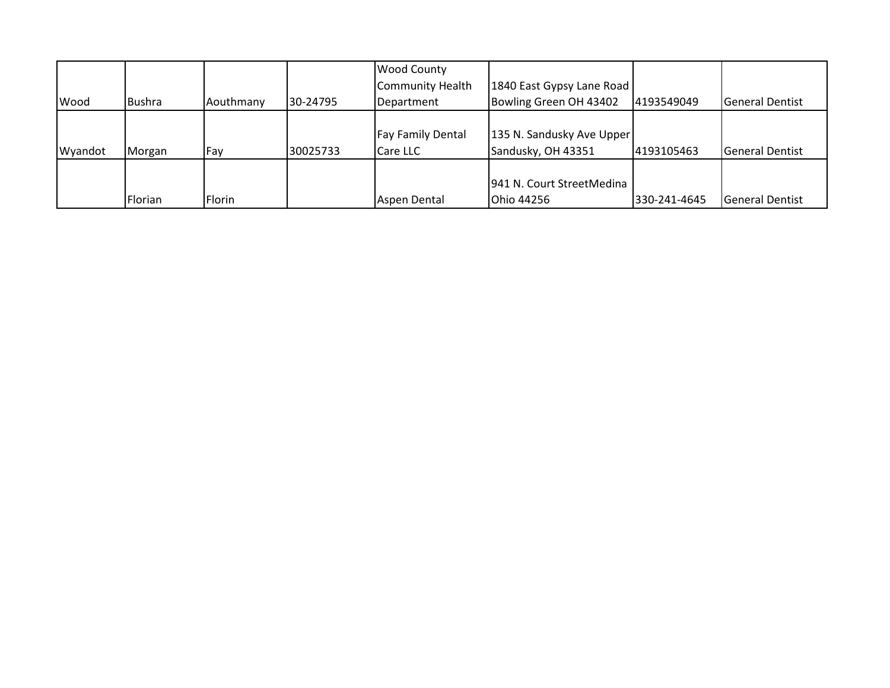| | | | | | | | |
|---|---|---|---|---|---|---|---|
| Wood | Bushra | Aouthmany | 30-24795 | Wood County Community Health Department | 1840 East Gypsy Lane Road Bowling Green OH 43402 | 4193549049 | General Dentist |
| Wyandot | Morgan | Fay | 30025733 | Fay Family Dental Care LLC | 135 N. Sandusky Ave Upper Sandusky, OH 43351 | 4193105463 | General Dentist |
| | Florian | Florin | | Aspen Dental | 941 N. Court StreetMedina Ohio 44256 | 330-241-4645 | General Dentist |